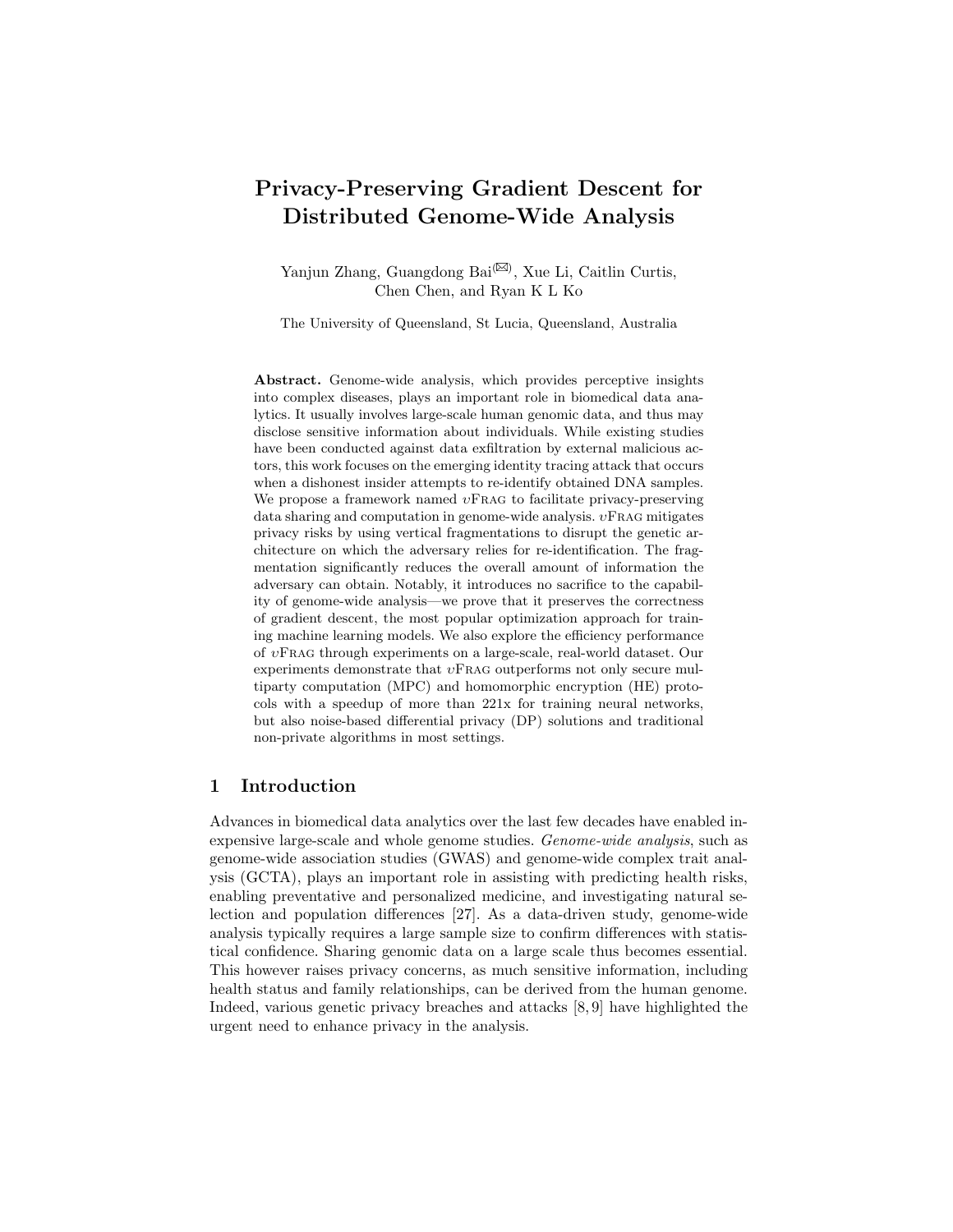# Privacy-Preserving Gradient Descent for Distributed Genome-Wide Analysis

Yanjun Zhang, Guangdong Bai(✉), Xue Li, Caitlin Curtis, Chen Chen, and Ryan K L Ko

The University of Queensland, St Lucia, Queensland, Australia

**Abstract.** Genome-wide analysis, which provides perceptive insights into complex diseases, plays an important role in biomedical data analytics. It usually involves large-scale human genomic data, and thus may disclose sensitive information about individuals. While existing studies have been conducted against data exfiltration by external malicious actors, this work focuses on the emerging identity tracing attack that occurs when a dishonest insider attempts to re-identify obtained DNA samples. We propose a framework named $v$Frag to facilitate privacy-preserving data sharing and computation in genome-wide analysis. $v$Frag mitigates privacy risks by using vertical fragmentations to disrupt the genetic architecture on which the adversary relies for re-identification. The fragmentation significantly reduces the overall amount of information the adversary can obtain. Notably, it introduces no sacrifice to the capability of genome-wide analysis—we prove that it preserves the correctness of gradient descent, the most popular optimization approach for training machine learning models. We also explore the efficiency performance of $v$Frag through experiments on a large-scale, real-world dataset. Our experiments demonstrate that $v$Frag outperforms not only secure multiparty computation (MPC) and homomorphic encryption (HE) protocols with a speedup of more than 221x for training neural networks, but also noise-based differential privacy (DP) solutions and traditional non-private algorithms in most settings.

## 1 Introduction

Advances in biomedical data analytics over the last few decades have enabled inexpensive large-scale and whole genome studies. *Genome-wide analysis*, such as genome-wide association studies (GWAS) and genome-wide complex trait analysis (GCTA), plays an important role in assisting with predicting health risks, enabling preventative and personalized medicine, and investigating natural selection and population differences [27]. As a data-driven study, genome-wide analysis typically requires a large sample size to confirm differences with statistical confidence. Sharing genomic data on a large scale thus becomes essential. This however raises privacy concerns, as much sensitive information, including health status and family relationships, can be derived from the human genome. Indeed, various genetic privacy breaches and attacks [8, 9] have highlighted the urgent need to enhance privacy in the analysis.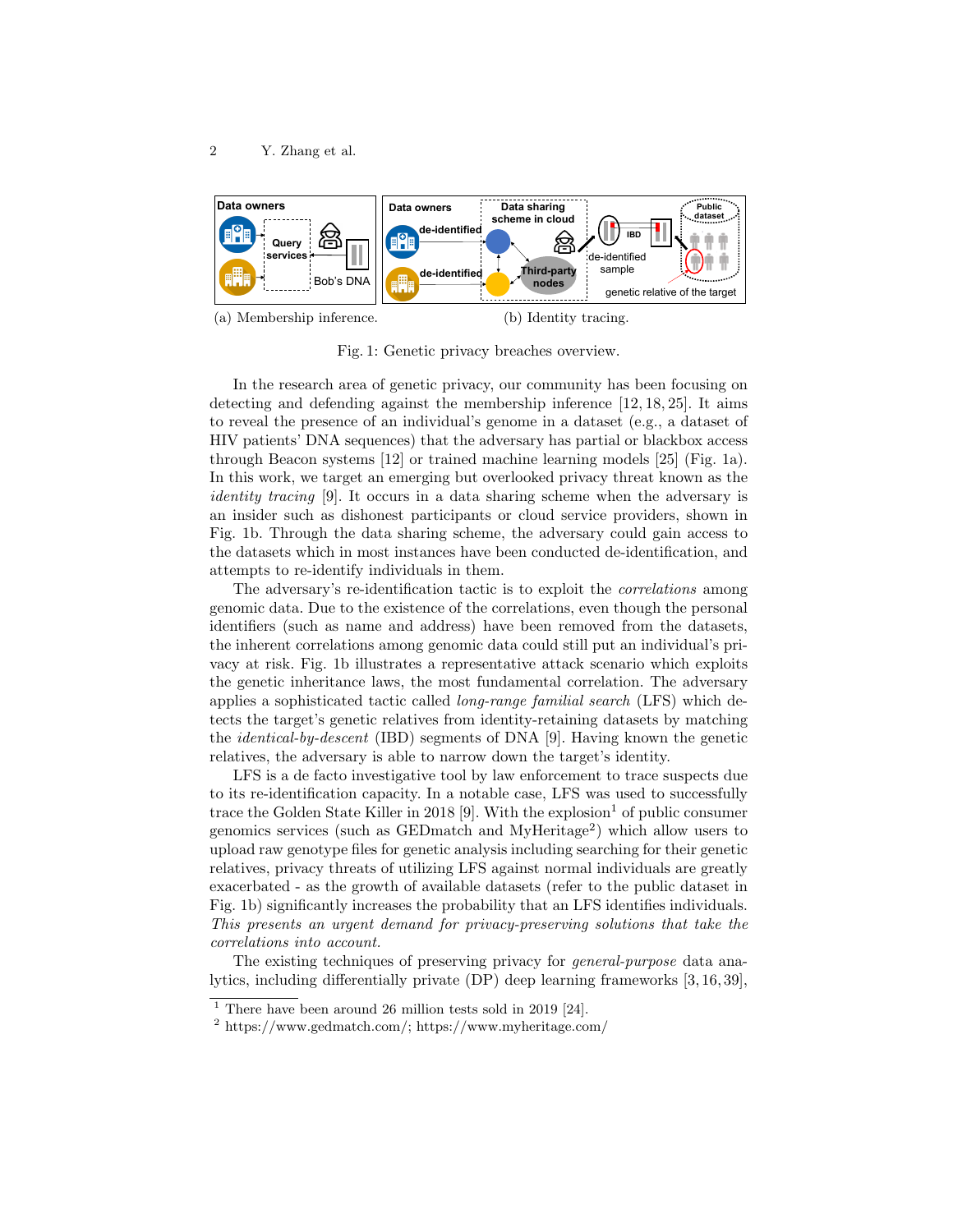(a) Membership inference. (b) Identity tracing.

Fig. 1: Genetic privacy breaches overview.

In the research area of genetic privacy, our community has been focusing on detecting and defending against the membership inference [12, 18, 25]. It aims to reveal the presence of an individual's genome in a dataset (e.g., a dataset of HIV patients' DNA sequences) that the adversary has partial or blackbox access through Beacon systems [12] or trained machine learning models [25] (Fig. 1a). In this work, we target an emerging but overlooked privacy threat known as the *identity tracing* [9]. It occurs in a data sharing scheme when the adversary is an insider such as dishonest participants or cloud service providers, shown in Fig. 1b. Through the data sharing scheme, the adversary could gain access to the datasets which in most instances have been conducted de-identification, and attempts to re-identify individuals in them.

The adversary's re-identification tactic is to exploit the *correlations* among genomic data. Due to the existence of the correlations, even though the personal identifiers (such as name and address) have been removed from the datasets, the inherent correlations among genomic data could still put an individual's privacy at risk. Fig. 1b illustrates a representative attack scenario which exploits the genetic inheritance laws, the most fundamental correlation. The adversary applies a sophisticated tactic called *long-range familial search* (LFS) which detects the target's genetic relatives from identity-retaining datasets by matching the *identical-by-descent* (IBD) segments of DNA [9]. Having known the genetic relatives, the adversary is able to narrow down the target's identity.

LFS is a de facto investigative tool by law enforcement to trace suspects due to its re-identification capacity. In a notable case, LFS was used to successfully trace the Golden State Killer in 2018 [9]. With the explosion[1] of public consumer genomics services (such as GEDmatch and MyHeritage[2]) which allow users to upload raw genotype files for genetic analysis including searching for their genetic relatives, privacy threats of utilizing LFS against normal individuals are greatly exacerbated - as the growth of available datasets (refer to the public dataset in Fig. 1b) significantly increases the probability that an LFS identifies individuals. *This presents an urgent demand for privacy-preserving solutions that take the correlations into account.*

The existing techniques of preserving privacy for *general-purpose* data analytics, including differentially private (DP) deep learning frameworks [3, 16, 39],

[1] There have been around 26 million tests sold in 2019 [24].

[2] https://www.gedmatch.com/; https://www.myheritage.com/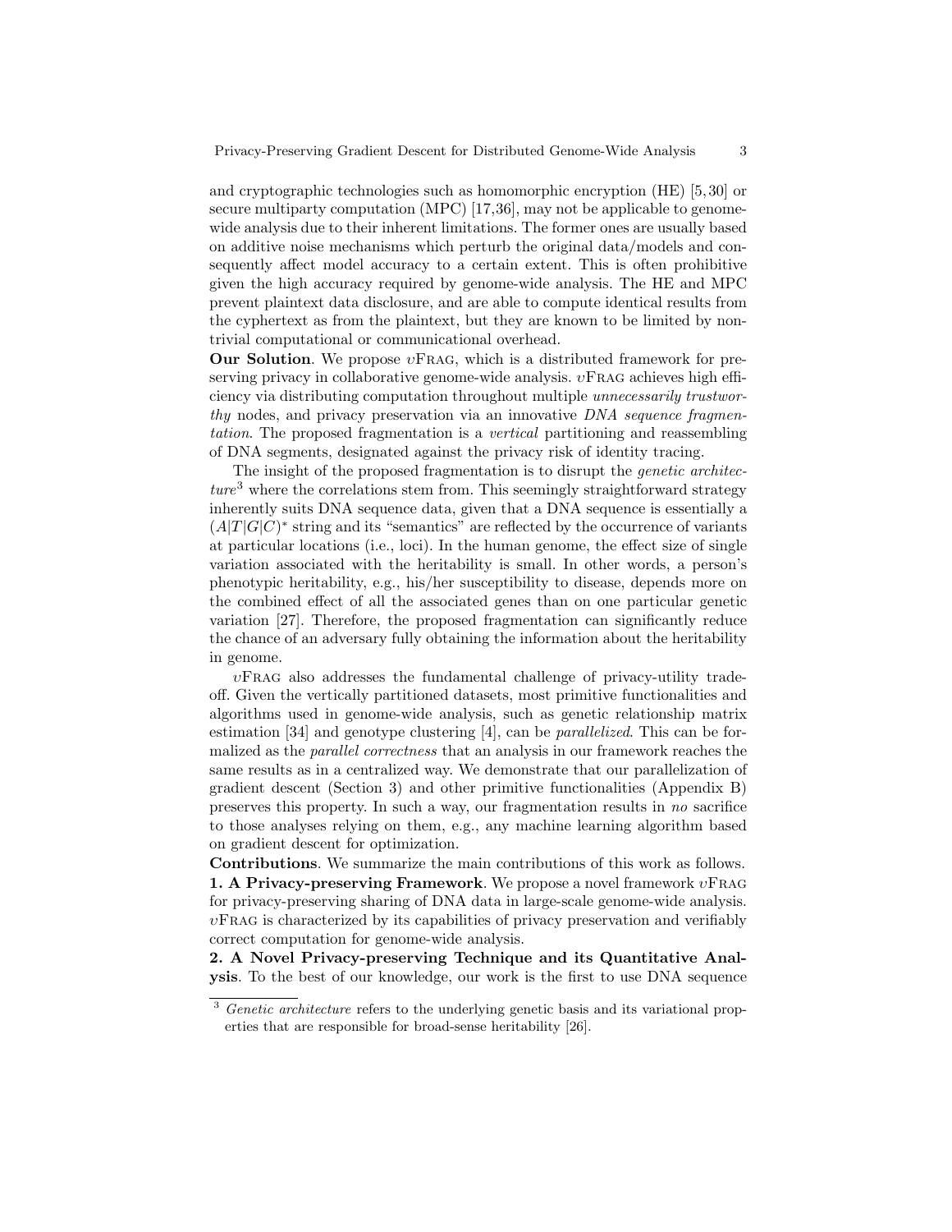and cryptographic technologies such as homomorphic encryption (HE) [5, 30] or secure multiparty computation (MPC) [17,36], may not be applicable to genome-wide analysis due to their inherent limitations. The former ones are usually based on additive noise mechanisms which perturb the original data/models and consequently affect model accuracy to a certain extent. This is often prohibitive given the high accuracy required by genome-wide analysis. The HE and MPC prevent plaintext data disclosure, and are able to compute identical results from the cyphertext as from the plaintext, but they are known to be limited by non-trivial computational or communicational overhead.

**Our Solution**. We propose $\upsilon$Frag, which is a distributed framework for preserving privacy in collaborative genome-wide analysis. $\upsilon$Frag achieves high efficiency via distributing computation throughout multiple *unnecessarily trustworthy* nodes, and privacy preservation via an innovative *DNA sequence fragmentation*. The proposed fragmentation is a *vertical* partitioning and reassembling of DNA segments, designated against the privacy risk of identity tracing.

The insight of the proposed fragmentation is to disrupt the *genetic architecture*[3] where the correlations stem from. This seemingly straightforward strategy inherently suits DNA sequence data, given that a DNA sequence is essentially a $(A|T|G|C)^*$ string and its "semantics" are reflected by the occurrence of variants at particular locations (i.e., loci). In the human genome, the effect size of single variation associated with the heritability is small. In other words, a person's phenotypic heritability, e.g., his/her susceptibility to disease, depends more on the combined effect of all the associated genes than on one particular genetic variation [27]. Therefore, the proposed fragmentation can significantly reduce the chance of an adversary fully obtaining the information about the heritability in genome.

$\upsilon$Frag also addresses the fundamental challenge of privacy-utility tradeoff. Given the vertically partitioned datasets, most primitive functionalities and algorithms used in genome-wide analysis, such as genetic relationship matrix estimation [34] and genotype clustering [4], can be *parallelized*. This can be formalized as the *parallel correctness* that an analysis in our framework reaches the same results as in a centralized way. We demonstrate that our parallelization of gradient descent (Section 3) and other primitive functionalities (Appendix B) preserves this property. In such a way, our fragmentation results in *no* sacrifice to those analyses relying on them, e.g., any machine learning algorithm based on gradient descent for optimization.

**Contributions**. We summarize the main contributions of this work as follows.

**1. A Privacy-preserving Framework**. We propose a novel framework $\upsilon$Frag for privacy-preserving sharing of DNA data in large-scale genome-wide analysis. $\upsilon$Frag is characterized by its capabilities of privacy preservation and verifiably correct computation for genome-wide analysis.

**2. A Novel Privacy-preserving Technique and its Quantitative Analysis**. To the best of our knowledge, our work is the first to use DNA sequence

[3] *Genetic architecture* refers to the underlying genetic basis and its variational properties that are responsible for broad-sense heritability [26].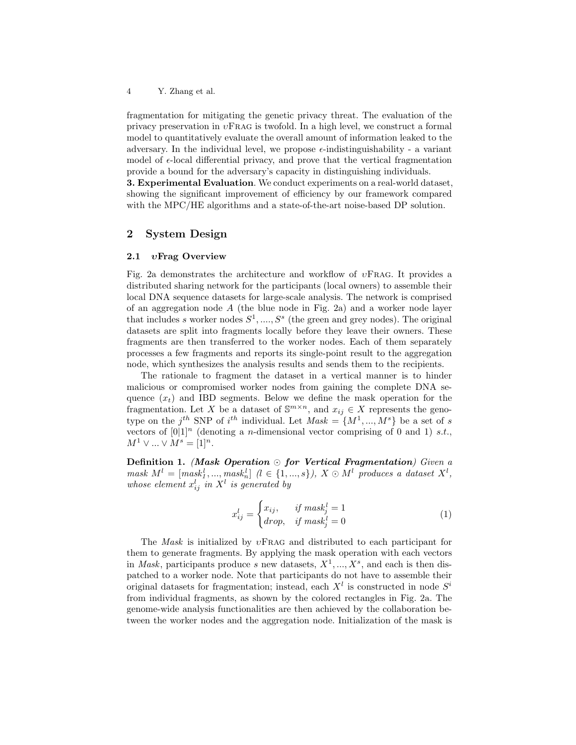fragmentation for mitigating the genetic privacy threat. The evaluation of the privacy preservation in $\upsilon$Frag is twofold. In a high level, we construct a formal model to quantitatively evaluate the overall amount of information leaked to the adversary. In the individual level, we propose $\epsilon$-indistinguishability - a variant model of $\epsilon$-local differential privacy, and prove that the vertical fragmentation provide a bound for the adversary's capacity in distinguishing individuals.

**3. Experimental Evaluation**. We conduct experiments on a real-world dataset, showing the significant improvement of efficiency by our framework compared with the MPC/HE algorithms and a state-of-the-art noise-based DP solution.

## 2 System Design

### 2.1 $\upsilon$Frag Overview

Fig. 2a demonstrates the architecture and workflow of $\upsilon$Frag. It provides a distributed sharing network for the participants (local owners) to assemble their local DNA sequence datasets for large-scale analysis. The network is comprised of an aggregation node $A$ (the blue node in Fig. 2a) and a worker node layer that includes $s$ worker nodes $S^1, ...., S^s$ (the green and grey nodes). The original datasets are split into fragments locally before they leave their owners. These fragments are then transferred to the worker nodes. Each of them separately processes a few fragments and reports its single-point result to the aggregation node, which synthesizes the analysis results and sends them to the recipients.

The rationale to fragment the dataset in a vertical manner is to hinder malicious or compromised worker nodes from gaining the complete DNA sequence ($x_t$) and IBD segments. Below we define the mask operation for the fragmentation. Let $X$ be a dataset of $\mathbb{S}^{m \times n}$, and $x_{ij} \in X$ represents the genotype on the $j^{th}$ SNP of $i^{th}$ individual. Let $Mask = \{M^1, ..., M^s\}$ be a set of $s$ vectors of $[0|1]^n$ (denoting a $n$-dimensional vector comprising of 0 and 1) *s.t.*, $M^1 \vee ... \vee M^s = [1]^n$.

**Definition 1.** ***(Mask Operation $\odot$ for Vertical Fragmentation)*** *Given a mask $M^l = [mask^l_1, ..., mask^l_n]$ ($l \in \{1, ..., s\}$), $X \odot M^l$ produces a dataset $X^l$, whose element $x^l_{ij}$ in $X^l$ is generated by*

$$x^l_{ij} = \begin{cases} x_{ij}, & \text{if } mask^l_j = 1 \\ drop, & \text{if } mask^l_j = 0 \end{cases} \tag{1}$$

The *Mask* is initialized by $\upsilon$Frag and distributed to each participant for them to generate fragments. By applying the mask operation with each vectors in *Mask*, participants produce $s$ new datasets, $X^1, ..., X^s$, and each is then dispatched to a worker node. Note that participants do not have to assemble their original datasets for fragmentation; instead, each $X^l$ is constructed in node $S^i$ from individual fragments, as shown by the colored rectangles in Fig. 2a. The genome-wide analysis functionalities are then achieved by the collaboration between the worker nodes and the aggregation node. Initialization of the mask is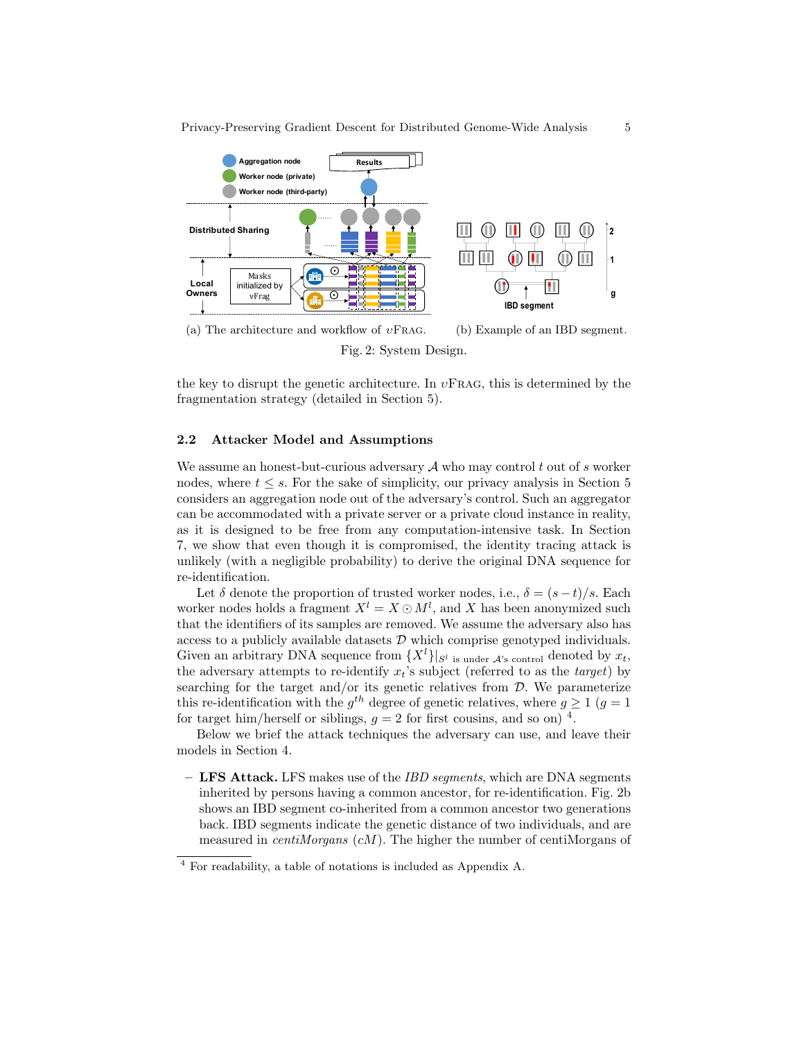(a) The architecture and workflow of $v$Frag. (b) Example of an IBD segment.

Fig. 2: System Design.

the key to disrupt the genetic architecture. In $v$Frag, this is determined by the fragmentation strategy (detailed in Section 5).

### 2.2 Attacker Model and Assumptions

We assume an honest-but-curious adversary $\mathcal{A}$ who may control $t$ out of $s$ worker nodes, where $t \leq s$. For the sake of simplicity, our privacy analysis in Section 5 considers an aggregation node out of the adversary's control. Such an aggregator can be accommodated with a private server or a private cloud instance in reality, as it is designed to be free from any computation-intensive task. In Section 7, we show that even though it is compromised, the identity tracing attack is unlikely (with a negligible probability) to derive the original DNA sequence for re-identification.

Let $\delta$ denote the proportion of trusted worker nodes, i.e., $\delta = (s-t)/s$. Each worker nodes holds a fragment $X^l = X \odot M^l$, and $X$ has been anonymized such that the identifiers of its samples are removed. We assume the adversary also has access to a publicly available datasets $\mathcal{D}$ which comprise genotyped individuals. Given an arbitrary DNA sequence from $\{X^l\}|_{S^l \text{ is under } \mathcal{A}\text{'s control}}$ denoted by $x_t$, the adversary attempts to re-identify $x_t$'s subject (referred to as the *target*) by searching for the target and/or its genetic relatives from $\mathcal{D}$. We parameterize this re-identification with the $g^{th}$ degree of genetic relatives, where $g \geq 1$ ($g = 1$ for target him/herself or siblings, $g = 2$ for first cousins, and so on) [4].

Below we brief the attack techniques the adversary can use, and leave their models in Section 4.

- **LFS Attack.** LFS makes use of the *IBD segments*, which are DNA segments inherited by persons having a common ancestor, for re-identification. Fig. 2b shows an IBD segment co-inherited from a common ancestor two generations back. IBD segments indicate the genetic distance of two individuals, and are measured in *centiMorgans* ($cM$). The higher the number of centiMorgans of

[4] For readability, a table of notations is included as Appendix A.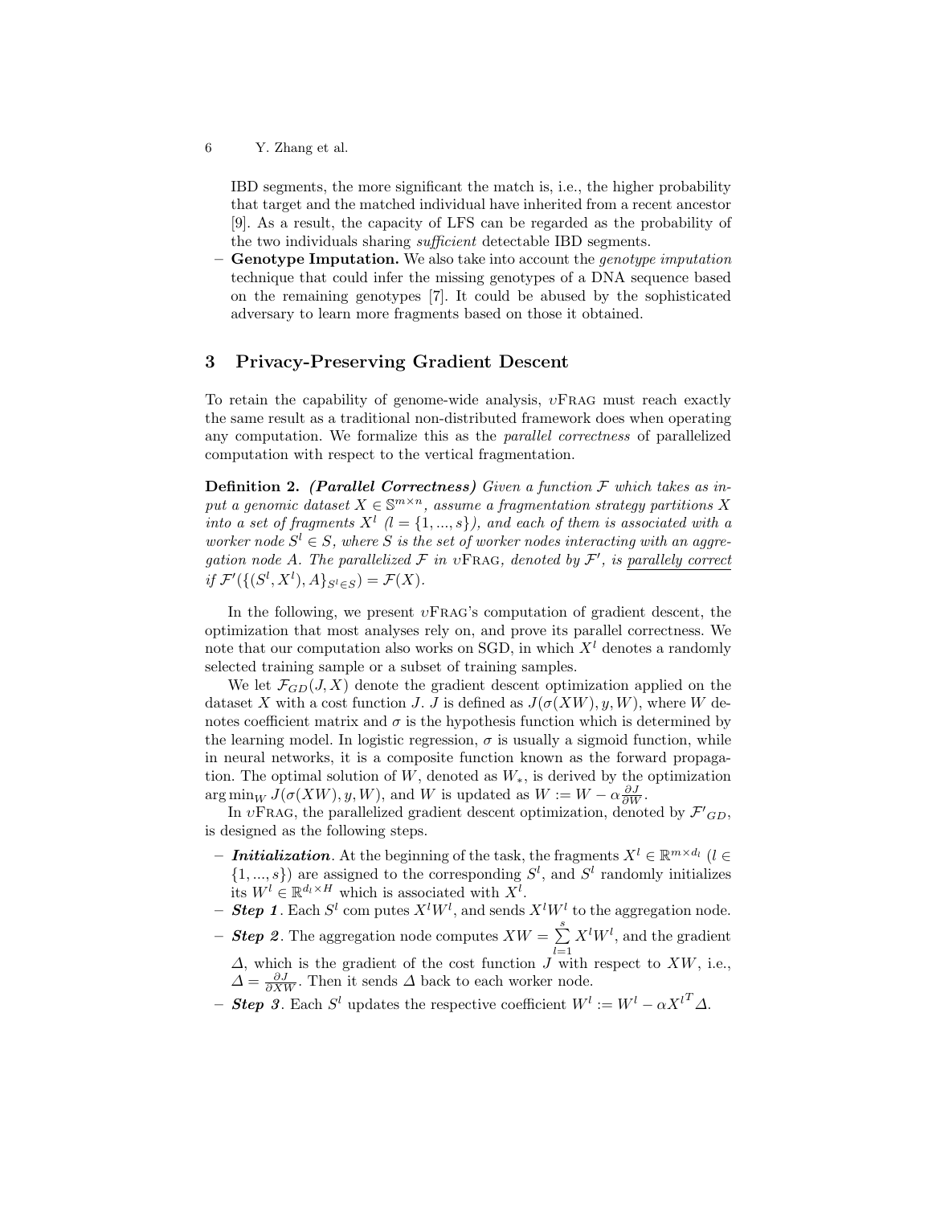IBD segments, the more significant the match is, i.e., the higher probability that target and the matched individual have inherited from a recent ancestor [9]. As a result, the capacity of LFS can be regarded as the probability of the two individuals sharing *sufficient* detectable IBD segments.

– **Genotype Imputation.** We also take into account the *genotype imputation* technique that could infer the missing genotypes of a DNA sequence based on the remaining genotypes [7]. It could be abused by the sophisticated adversary to learn more fragments based on those it obtained.

## 3 Privacy-Preserving Gradient Descent

To retain the capability of genome-wide analysis, $\upsilon$Frag must reach exactly the same result as a traditional non-distributed framework does when operating any computation. We formalize this as the *parallel correctness* of parallelized computation with respect to the vertical fragmentation.

**Definition 2.** ***(Parallel Correctness)*** *Given a function $\mathcal{F}$ which takes as input a genomic dataset $X \in \mathbb{S}^{m \times n}$, assume a fragmentation strategy partitions $X$ into a set of fragments $X^l$ ($l = \{1, ..., s\}$), and each of them is associated with a worker node $S^l \in S$, where $S$ is the set of worker nodes interacting with an aggregation node $A$. The parallelized $\mathcal{F}$ in $\upsilon$Frag, denoted by $\mathcal{F}'$, is parallely correct if $\mathcal{F}'(\{(S^l, X^l), A\}_{S^l \in S}) = \mathcal{F}(X)$.*

In the following, we present $\upsilon$Frag's computation of gradient descent, the optimization that most analyses rely on, and prove its parallel correctness. We note that our computation also works on SGD, in which $X^l$ denotes a randomly selected training sample or a subset of training samples.

We let $\mathcal{F}_{GD}(J, X)$ denote the gradient descent optimization applied on the dataset $X$ with a cost function $J$. $J$ is defined as $J(\sigma(XW), y, W)$, where $W$ denotes coefficient matrix and $\sigma$ is the hypothesis function which is determined by the learning model. In logistic regression, $\sigma$ is usually a sigmoid function, while in neural networks, it is a composite function known as the forward propagation. The optimal solution of $W$, denoted as $W_*$, is derived by the optimization $\arg\min_W J(\sigma(XW), y, W)$, and $W$ is updated as $W := W - \alpha \frac{\partial J}{\partial W}$.

In $\upsilon$Frag, the parallelized gradient descent optimization, denoted by $\mathcal{F}'_{GD}$, is designed as the following steps.

– ***Initialization***. At the beginning of the task, the fragments $X^l \in \mathbb{R}^{m \times d_l}$ ($l \in \{1, ..., s\}$) are assigned to the corresponding $S^l$, and $S^l$ randomly initializes its $W^l \in \mathbb{R}^{d_l \times H}$ which is associated with $X^l$.
– ***Step 1***. Each $S^l$ com putes $X^l W^l$, and sends $X^l W^l$ to the aggregation node.
– ***Step 2***. The aggregation node computes $XW = \sum_{l=1}^{s} X^l W^l$, and the gradient $\Delta$, which is the gradient of the cost function $J$ with respect to $XW$, i.e., $\Delta = \frac{\partial J}{\partial XW}$. Then it sends $\Delta$ back to each worker node.
– ***Step 3***. Each $S^l$ updates the respective coefficient $W^l := W^l - \alpha {X^l}^T \Delta$.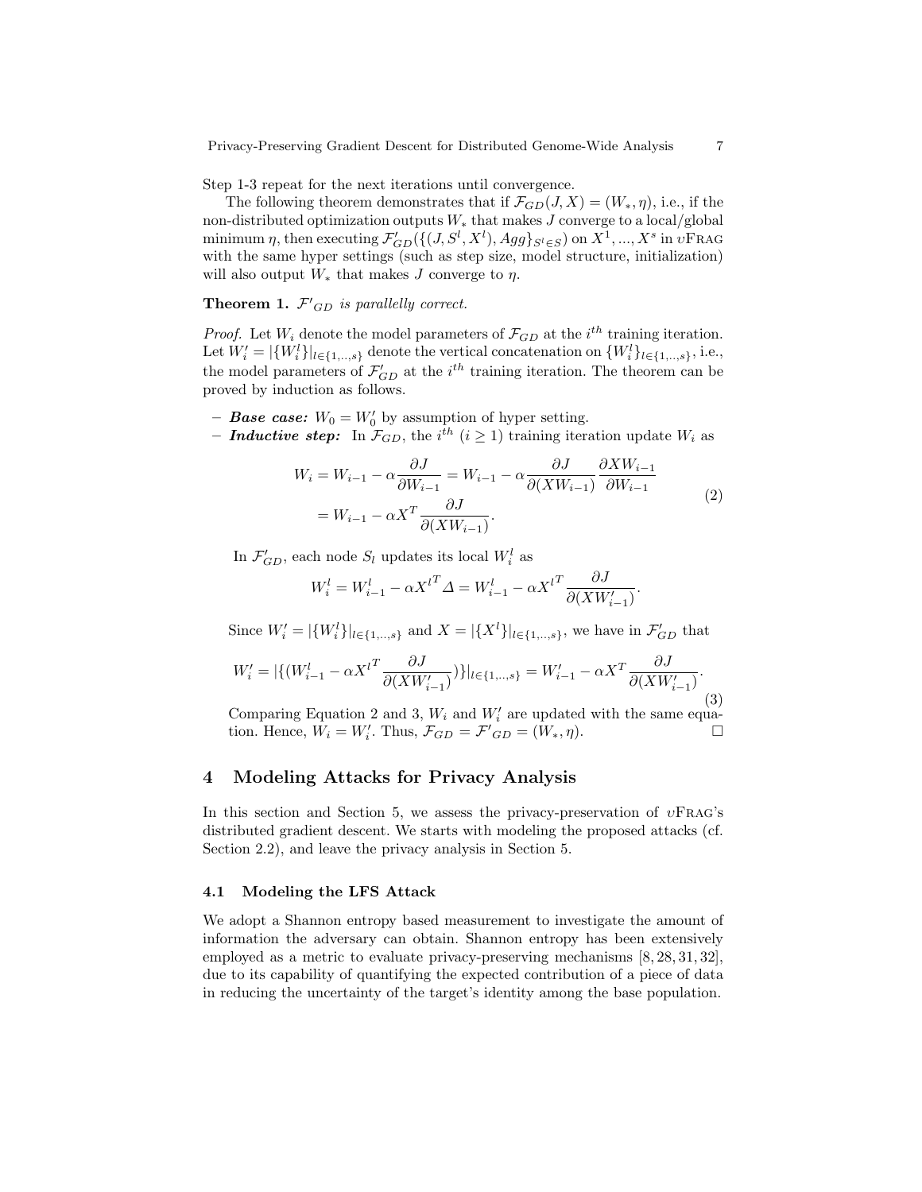Step 1-3 repeat for the next iterations until convergence.

The following theorem demonstrates that if $\mathcal{F}_{GD}(J, X) = (W_*, \eta)$, i.e., if the non-distributed optimization outputs $W_*$ that makes $J$ converge to a local/global minimum $\eta$, then executing $\mathcal{F}'_{GD}(\{(J, S^l, X^l), Agg\}_{S^l \in S})$ on $X^1, ..., X^s$ in $\upsilon$FRAG with the same hyper settings (such as step size, model structure, initialization) will also output $W_*$ that makes $J$ converge to $\eta$.

**Theorem 1.** *$\mathcal{F}'_{GD}$ is parallelly correct.*

*Proof.* Let $W_i$ denote the model parameters of $\mathcal{F}_{GD}$ at the $i^{th}$ training iteration. Let $W'_i = |\{W^l_i\}|_{l \in \{1,..,s\}}$ denote the vertical concatenation on $\{W^l_i\}_{l \in \{1,..,s\}}$, i.e., the model parameters of $\mathcal{F}'_{GD}$ at the $i^{th}$ training iteration. The theorem can be proved by induction as follows.

- ***Base case:*** $W_0 = W'_0$ by assumption of hyper setting.
- ***Inductive step:*** In $\mathcal{F}_{GD}$, the $i^{th}$ ($i \geq 1$) training iteration update $W_i$ as

$$\begin{aligned} W_i &= W_{i-1} - \alpha \frac{\partial J}{\partial W_{i-1}} = W_{i-1} - \alpha \frac{\partial J}{\partial (XW_{i-1})} \frac{\partial XW_{i-1}}{\partial W_{i-1}} \\ &= W_{i-1} - \alpha X^T \frac{\partial J}{\partial (XW_{i-1})}. \end{aligned} \tag{2}$$

In $\mathcal{F}'_{GD}$, each node $S_l$ updates its local $W^l_i$ as

$$W^l_i = W^l_{i-1} - \alpha {X^l}^T \Delta = W^l_{i-1} - \alpha {X^l}^T \frac{\partial J}{\partial (XW'_{i-1})}.$$

Since $W'_i = |\{W^l_i\}|_{l \in \{1,..,s\}}$ and $X = |\{X^l\}|_{l \in \{1,..,s\}}$, we have in $\mathcal{F}'_{GD}$ that

$$W'_i = |\{(W^l_{i-1} - \alpha {X^l}^T \frac{\partial J}{\partial (XW'_{i-1})})\}|_{l \in \{1,..,s\}} = W'_{i-1} - \alpha X^T \frac{\partial J}{\partial (XW'_{i-1})}. \tag{3}$$

Comparing Equation 2 and 3, $W_i$ and $W'_i$ are updated with the same equation. Hence, $W_i = W'_i$. Thus, $\mathcal{F}_{GD} = \mathcal{F}'_{GD} = (W_*, \eta)$. □

## 4 Modeling Attacks for Privacy Analysis

In this section and Section 5, we assess the privacy-preservation of $\upsilon$FRAG's distributed gradient descent. We starts with modeling the proposed attacks (cf. Section 2.2), and leave the privacy analysis in Section 5.

### 4.1 Modeling the LFS Attack

We adopt a Shannon entropy based measurement to investigate the amount of information the adversary can obtain. Shannon entropy has been extensively employed as a metric to evaluate privacy-preserving mechanisms [8, 28, 31, 32], due to its capability of quantifying the expected contribution of a piece of data in reducing the uncertainty of the target's identity among the base population.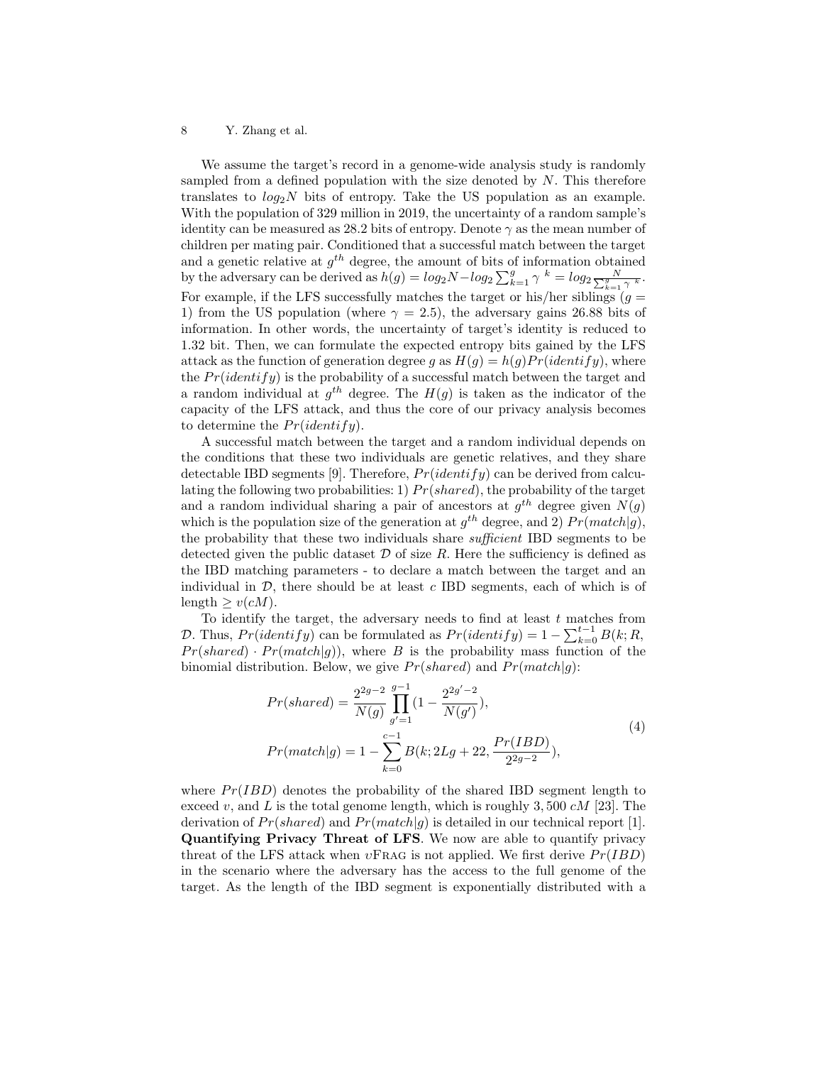We assume the target's record in a genome-wide analysis study is randomly sampled from a defined population with the size denoted by $N$. This therefore translates to $log_2 N$ bits of entropy. Take the US population as an example. With the population of 329 million in 2019, the uncertainty of a random sample's identity can be measured as 28.2 bits of entropy. Denote $\gamma$ as the mean number of children per mating pair. Conditioned that a successful match between the target and a genetic relative at $g^{th}$ degree, the amount of bits of information obtained by the adversary can be derived as $h(g) = log_2 N - log_2 \sum_{k=1}^{g} \gamma^{\ k} = log_2 \frac{N}{\sum_{k=1}^{g} \gamma^{\ k}}$. For example, if the LFS successfully matches the target or his/her siblings ($g = 1$) from the US population (where $\gamma = 2.5$), the adversary gains 26.88 bits of information. In other words, the uncertainty of target's identity is reduced to 1.32 bit. Then, we can formulate the expected entropy bits gained by the LFS attack as the function of generation degree $g$ as $H(g) = h(g)Pr(identify)$, where the $Pr(identify)$ is the probability of a successful match between the target and a random individual at $g^{th}$ degree. The $H(g)$ is taken as the indicator of the capacity of the LFS attack, and thus the core of our privacy analysis becomes to determine the $Pr(identify)$.

A successful match between the target and a random individual depends on the conditions that these two individuals are genetic relatives, and they share detectable IBD segments [9]. Therefore, $Pr(identify)$ can be derived from calculating the following two probabilities: 1) $Pr(shared)$, the probability of the target and a random individual sharing a pair of ancestors at $g^{th}$ degree given $N(g)$ which is the population size of the generation at $g^{th}$ degree, and 2) $Pr(match|g)$, the probability that these two individuals share *sufficient* IBD segments to be detected given the public dataset $\mathcal{D}$ of size $R$. Here the sufficiency is defined as the IBD matching parameters - to declare a match between the target and an individual in $\mathcal{D}$, there should be at least $c$ IBD segments, each of which is of length $\geq v(cM)$.

To identify the target, the adversary needs to find at least $t$ matches from $\mathcal{D}$. Thus, $Pr(identify)$ can be formulated as $Pr(identify) = 1 - \sum_{k=0}^{t-1} B(k; R, Pr(shared) \cdot Pr(match|g))$, where $B$ is the probability mass function of the binomial distribution. Below, we give $Pr(shared)$ and $Pr(match|g)$:

$$
\begin{aligned}
Pr(shared) &= \frac{2^{2g-2}}{N(g)} \prod_{g'=1}^{g-1} \left(1 - \frac{2^{2g'-2}}{N(g')}\right), \\
Pr(match|g) &= 1 - \sum_{k=0}^{c-1} B\left(k; 2Lg + 22, \frac{Pr(IBD)}{2^{2g-2}}\right),
\end{aligned}
\tag{4}
$$

where $Pr(IBD)$ denotes the probability of the shared IBD segment length to exceed $v$, and $L$ is the total genome length, which is roughly $3,500\ cM$ [23]. The derivation of $Pr(shared)$ and $Pr(match|g)$ is detailed in our technical report [1].

**Quantifying Privacy Threat of LFS**. We now are able to quantify privacy threat of the LFS attack when $v$FRAG is not applied. We first derive $Pr(IBD)$ in the scenario where the adversary has the access to the full genome of the target. As the length of the IBD segment is exponentially distributed with a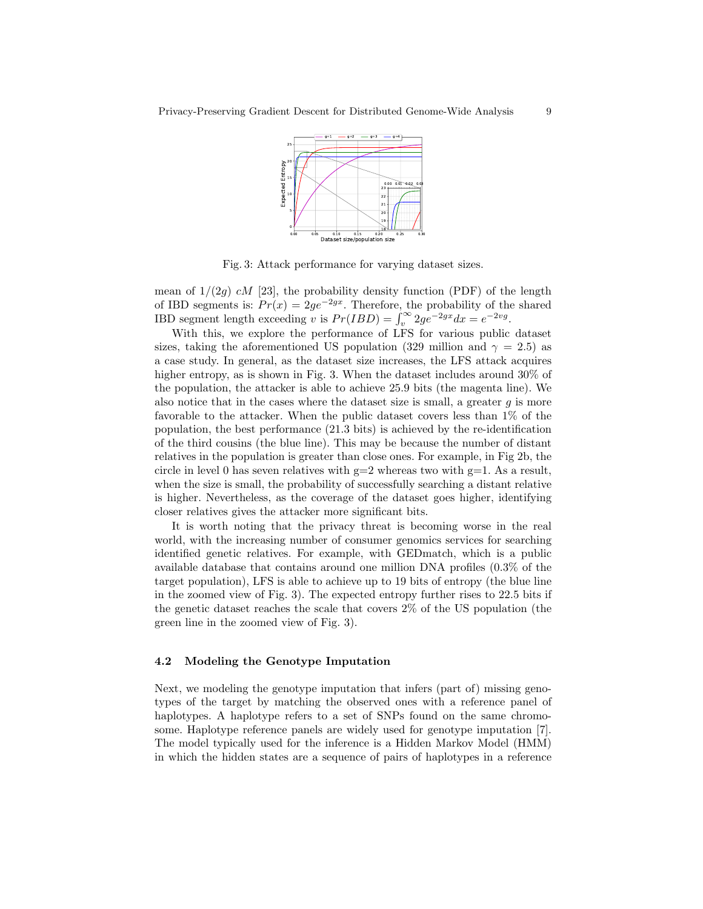Fig. 3: Attack performance for varying dataset sizes.

mean of $1/(2g)$ $cM$ [23], the probability density function (PDF) of the length of IBD segments is: $Pr(x) = 2ge^{-2gx}$. Therefore, the probability of the shared IBD segment length exceeding $v$ is $Pr(IBD) = \int_{v}^{\infty} 2ge^{-2gx}dx = e^{-2vg}$.

With this, we explore the performance of LFS for various public dataset sizes, taking the aforementioned US population (329 million and $\gamma = 2.5$) as a case study. In general, as the dataset size increases, the LFS attack acquires higher entropy, as is shown in Fig. 3. When the dataset includes around 30% of the population, the attacker is able to achieve 25.9 bits (the magenta line). We also notice that in the cases where the dataset size is small, a greater $g$ is more favorable to the attacker. When the public dataset covers less than 1% of the population, the best performance (21.3 bits) is achieved by the re-identification of the third cousins (the blue line). This may be because the number of distant relatives in the population is greater than close ones. For example, in Fig 2b, the circle in level 0 has seven relatives with g=2 whereas two with g=1. As a result, when the size is small, the probability of successfully searching a distant relative is higher. Nevertheless, as the coverage of the dataset goes higher, identifying closer relatives gives the attacker more significant bits.

It is worth noting that the privacy threat is becoming worse in the real world, with the increasing number of consumer genomics services for searching identified genetic relatives. For example, with GEDmatch, which is a public available database that contains around one million DNA profiles (0.3% of the target population), LFS is able to achieve up to 19 bits of entropy (the blue line in the zoomed view of Fig. 3). The expected entropy further rises to 22.5 bits if the genetic dataset reaches the scale that covers 2% of the US population (the green line in the zoomed view of Fig. 3).

### 4.2 Modeling the Genotype Imputation

Next, we modeling the genotype imputation that infers (part of) missing genotypes of the target by matching the observed ones with a reference panel of haplotypes. A haplotype refers to a set of SNPs found on the same chromosome. Haplotype reference panels are widely used for genotype imputation [7]. The model typically used for the inference is a Hidden Markov Model (HMM) in which the hidden states are a sequence of pairs of haplotypes in a reference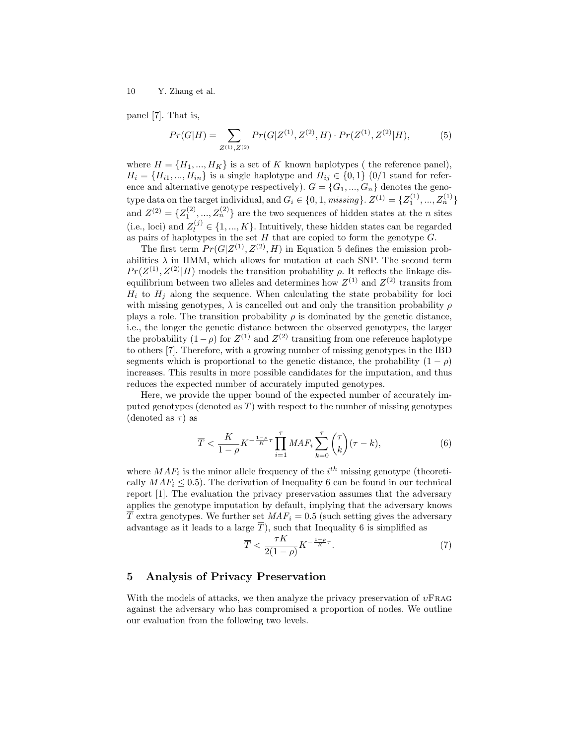panel [7]. That is,

$$Pr(G|H) = \sum_{Z^{(1)},Z^{(2)}} Pr(G|Z^{(1)}, Z^{(2)}, H) \cdot Pr(Z^{(1)}, Z^{(2)}|H), \tag{5}$$

where $H = \{H_1, ..., H_K\}$ is a set of $K$ known haplotypes ( the reference panel), $H_i = \{H_{i1}, ..., H_{in}\}$ is a single haplotype and $H_{ij} \in \{0, 1\}$ (0/1 stand for reference and alternative genotype respectively). $G = \{G_1, ..., G_n\}$ denotes the genotype data on the target individual, and $G_i \in \{0, 1, missing\}$. $Z^{(1)} = \{Z_1^{(1)}, ..., Z_n^{(1)}\}$ and $Z^{(2)} = \{Z_1^{(2)}, ..., Z_n^{(2)}\}$ are the two sequences of hidden states at the $n$ sites (i.e., loci) and $Z_l^{(j)} \in \{1, ..., K\}$. Intuitively, these hidden states can be regarded as pairs of haplotypes in the set $H$ that are copied to form the genotype $G$.

The first term $Pr(G|Z^{(1)}, Z^{(2)}, H)$ in Equation 5 defines the emission probabilities $\lambda$ in HMM, which allows for mutation at each SNP. The second term $Pr(Z^{(1)}, Z^{(2)}|H)$ models the transition probability $\rho$. It reflects the linkage disequilibrium between two alleles and determines how $Z^{(1)}$ and $Z^{(2)}$ transits from $H_i$ to $H_j$ along the sequence. When calculating the state probability for loci with missing genotypes, $\lambda$ is cancelled out and only the transition probability $\rho$ plays a role. The transition probability $\rho$ is dominated by the genetic distance, i.e., the longer the genetic distance between the observed genotypes, the larger the probability $(1 - \rho)$ for $Z^{(1)}$ and $Z^{(2)}$ transiting from one reference haplotype to others [7]. Therefore, with a growing number of missing genotypes in the IBD segments which is proportional to the genetic distance, the probability $(1 - \rho)$ increases. This results in more possible candidates for the imputation, and thus reduces the expected number of accurately imputed genotypes.

Here, we provide the upper bound of the expected number of accurately imputed genotypes (denoted as $\overline{T}$) with respect to the number of missing genotypes (denoted as $\tau$) as

$$\overline{T} < \frac{K}{1-\rho} K^{-\frac{1-\rho}{K}\tau} \prod_{i=1}^{\tau} MAF_i \sum_{k=0}^{\tau} \binom{\tau}{k} (\tau - k), \tag{6}$$

where $MAF_i$ is the minor allele frequency of the $i^{th}$ missing genotype (theoretically $MAF_i \leq 0.5$). The derivation of Inequality 6 can be found in our technical report [1]. The evaluation the privacy preservation assumes that the adversary applies the genotype imputation by default, implying that the adversary knows $\overline{T}$ extra genotypes. We further set $MAF_i = 0.5$ (such setting gives the adversary advantage as it leads to a large $\overline{T}$), such that Inequality 6 is simplified as

$$\overline{T} < \frac{\tau K}{2(1-\rho)} K^{-\frac{1-\rho}{K}\tau}. \tag{7}$$

## 5 Analysis of Privacy Preservation

With the models of attacks, we then analyze the privacy preservation of $\upsilon$FRAG against the adversary who has compromised a proportion of nodes. We outline our evaluation from the following two levels.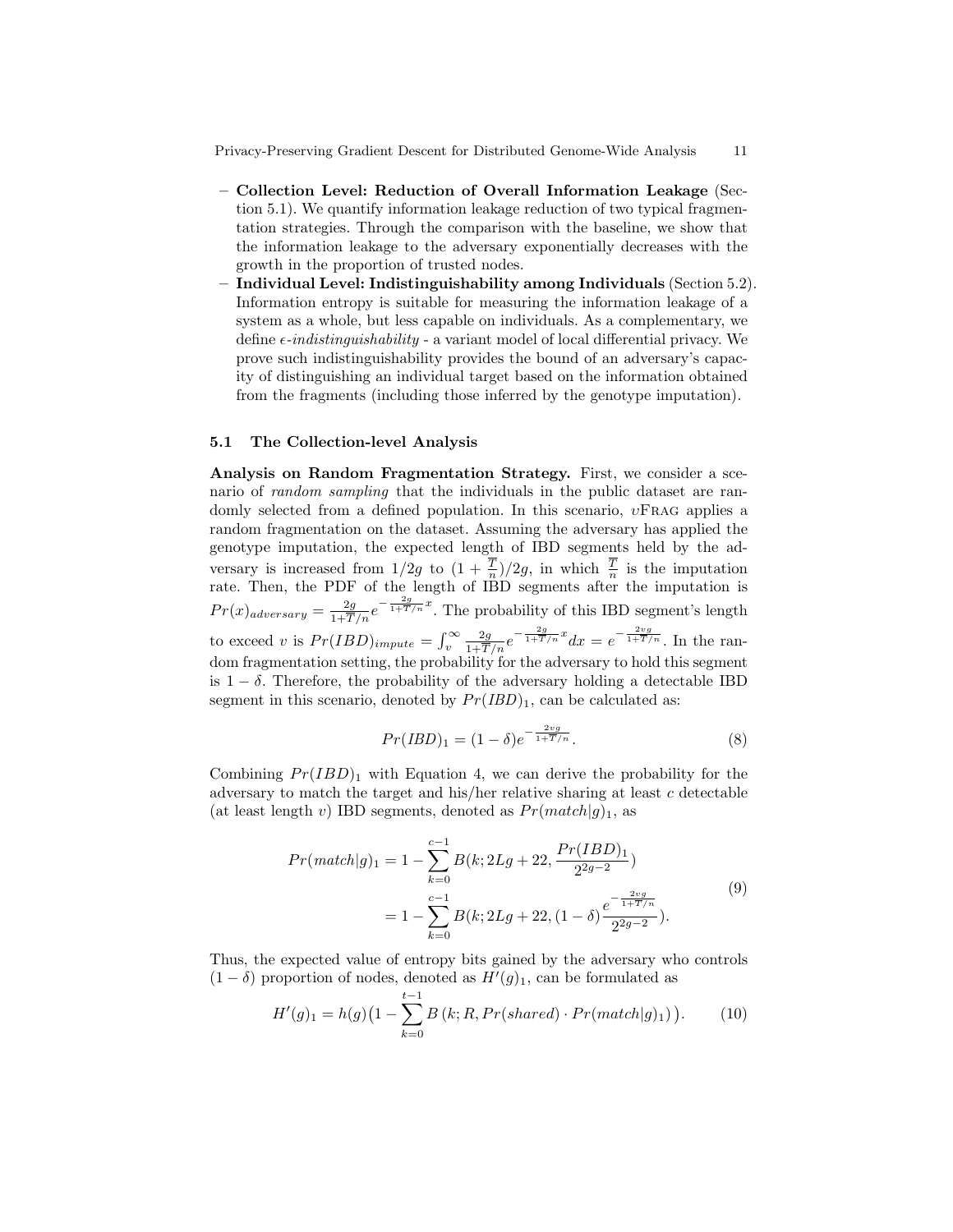- **Collection Level: Reduction of Overall Information Leakage** (Section 5.1). We quantify information leakage reduction of two typical fragmentation strategies. Through the comparison with the baseline, we show that the information leakage to the adversary exponentially decreases with the growth in the proportion of trusted nodes.
- **Individual Level: Indistinguishability among Individuals** (Section 5.2). Information entropy is suitable for measuring the information leakage of a system as a whole, but less capable on individuals. As a complementary, we define $\epsilon$-*indistinguishability* - a variant model of local differential privacy. We prove such indistinguishability provides the bound of an adversary's capacity of distinguishing an individual target based on the information obtained from the fragments (including those inferred by the genotype imputation).

### 5.1 The Collection-level Analysis

**Analysis on Random Fragmentation Strategy.** First, we consider a scenario of *random sampling* that the individuals in the public dataset are randomly selected from a defined population. In this scenario, $\upsilon$FRAG applies a random fragmentation on the dataset. Assuming the adversary has applied the genotype imputation, the expected length of IBD segments held by the adversary is increased from $1/2g$ to $(1+\frac{\overline{T}}{n})/2g$, in which $\frac{\overline{T}}{n}$ is the imputation rate. Then, the PDF of the length of IBD segments after the imputation is $Pr(x)_{adversary} = \frac{2g}{1+\overline{T}/n}e^{-\frac{2g}{1+\overline{T}/n}x}$. The probability of this IBD segment's length to exceed $v$ is $Pr(IBD)_{impute} = \int_{v}^{\infty} \frac{2g}{1+\overline{T}/n}e^{-\frac{2g}{1+\overline{T}/n}x}dx = e^{-\frac{2vg}{1+\overline{T}/n}}$. In the random fragmentation setting, the probability for the adversary to hold this segment is $1-\delta$. Therefore, the probability of the adversary holding a detectable IBD segment in this scenario, denoted by $Pr(IBD)_1$, can be calculated as:

$$Pr(IBD)_1 = (1-\delta)e^{-\frac{2vg}{1+\overline{T}/n}}. \tag{8}$$

Combining $Pr(IBD)_1$ with Equation 4, we can derive the probability for the adversary to match the target and his/her relative sharing at least $c$ detectable (at least length $v$) IBD segments, denoted as $Pr(match|g)_1$, as

$$\begin{aligned} Pr(match|g)_1 &= 1 - \sum_{k=0}^{c-1} B(k; 2Lg+22, \frac{Pr(IBD)_1}{2^{2g-2}}) \\ &= 1 - \sum_{k=0}^{c-1} B(k; 2Lg+22, (1-\delta)\frac{e^{-\frac{2vg}{1+\overline{T}/n}}}{2^{2g-2}}). \end{aligned} \tag{9}$$

Thus, the expected value of entropy bits gained by the adversary who controls $(1-\delta)$ proportion of nodes, denoted as $H'(g)_1$, can be formulated as

$$H'(g)_1 = h(g)\big(1 - \sum_{k=0}^{t-1} B\left(k; R, Pr(shared) \cdot Pr(match|g)_1\right)\big). \tag{10}$$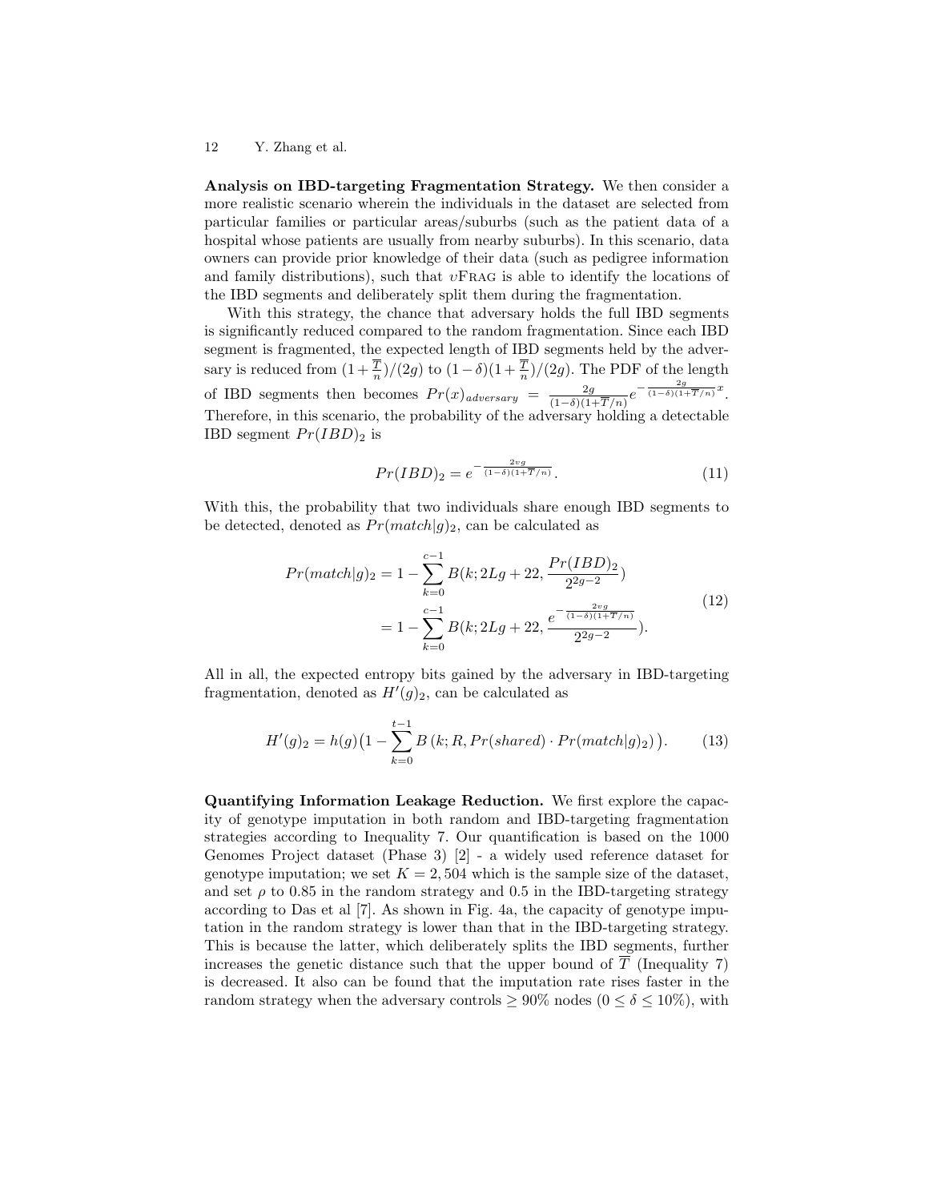**Analysis on IBD-targeting Fragmentation Strategy.** We then consider a more realistic scenario wherein the individuals in the dataset are selected from particular families or particular areas/suburbs (such as the patient data of a hospital whose patients are usually from nearby suburbs). In this scenario, data owners can provide prior knowledge of their data (such as pedigree information and family distributions), such that $\upsilon$FRAG is able to identify the locations of the IBD segments and deliberately split them during the fragmentation.

With this strategy, the chance that adversary holds the full IBD segments is significantly reduced compared to the random fragmentation. Since each IBD segment is fragmented, the expected length of IBD segments held by the adversary is reduced from $(1+\frac{\overline{T}}{n})/(2g)$ to $(1-\delta)(1+\frac{\overline{T}}{n})/(2g)$. The PDF of the length of IBD segments then becomes $Pr(x)_{adversary} = \frac{2g}{(1-\delta)(1+\overline{T}/n)} e^{-\frac{2g}{(1-\delta)(1+\overline{T}/n)}x}$. Therefore, in this scenario, the probability of the adversary holding a detectable IBD segment $Pr(IBD)_2$ is

$$Pr(IBD)_2 = e^{-\frac{2vg}{(1-\delta)(1+\overline{T}/n)}}. \tag{11}$$

With this, the probability that two individuals share enough IBD segments to be detected, denoted as $Pr(match|g)_2$, can be calculated as

$$\begin{aligned} Pr(match|g)_2 &= 1 - \sum_{k=0}^{c-1} B(k; 2Lg+22, \frac{Pr(IBD)_2}{2^{2g-2}}) \\ &= 1 - \sum_{k=0}^{c-1} B(k; 2Lg+22, \frac{e^{-\frac{2vg}{(1-\delta)(1+\overline{T}/n)}}}{2^{2g-2}}). \end{aligned} \tag{12}$$

All in all, the expected entropy bits gained by the adversary in IBD-targeting fragmentation, denoted as $H'(g)_2$, can be calculated as

$$H'(g)_2 = h(g)\big(1 - \sum_{k=0}^{t-1} B\left(k; R, Pr(shared) \cdot Pr(match|g)_2\right)\big). \tag{13}$$

**Quantifying Information Leakage Reduction.** We first explore the capacity of genotype imputation in both random and IBD-targeting fragmentation strategies according to Inequality 7. Our quantification is based on the 1000 Genomes Project dataset (Phase 3) [2] - a widely used reference dataset for genotype imputation; we set $K = 2,504$ which is the sample size of the dataset, and set $\rho$ to 0.85 in the random strategy and 0.5 in the IBD-targeting strategy according to Das et al [7]. As shown in Fig. 4a, the capacity of genotype imputation in the random strategy is lower than that in the IBD-targeting strategy. This is because the latter, which deliberately splits the IBD segments, further increases the genetic distance such that the upper bound of $\overline{T}$ (Inequality 7) is decreased. It also can be found that the imputation rate rises faster in the random strategy when the adversary controls $\geq 90\%$ nodes ($0 \leq \delta \leq 10\%$), with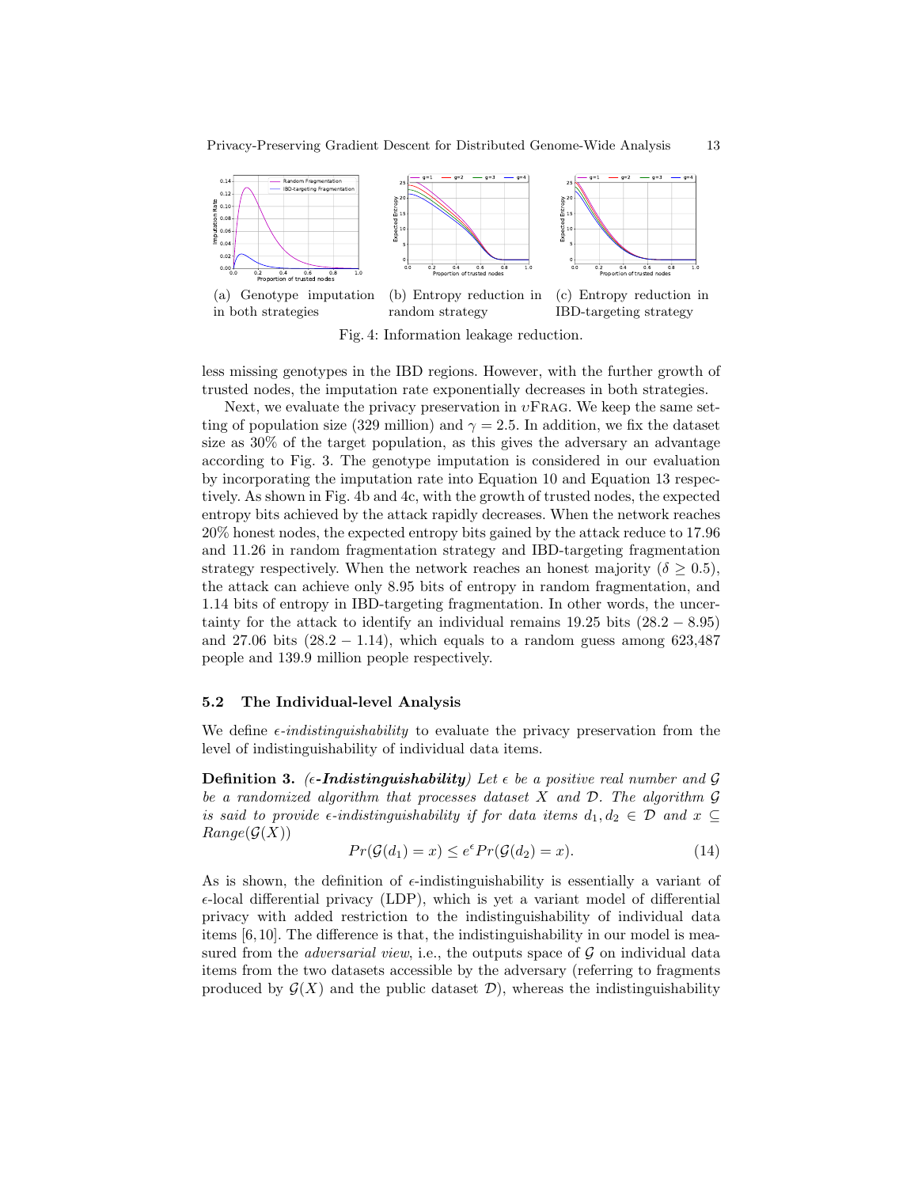(a) Genotype imputation in both strategies

(b) Entropy reduction in random strategy

(c) Entropy reduction in IBD-targeting strategy

Fig. 4: Information leakage reduction.

less missing genotypes in the IBD regions. However, with the further growth of trusted nodes, the imputation rate exponentially decreases in both strategies.

Next, we evaluate the privacy preservation in $\upsilon$FRAG. We keep the same setting of population size (329 million) and $\gamma = 2.5$. In addition, we fix the dataset size as 30% of the target population, as this gives the adversary an advantage according to Fig. 3. The genotype imputation is considered in our evaluation by incorporating the imputation rate into Equation 10 and Equation 13 respectively. As shown in Fig. 4b and 4c, with the growth of trusted nodes, the expected entropy bits achieved by the attack rapidly decreases. When the network reaches 20% honest nodes, the expected entropy bits gained by the attack reduce to 17.96 and 11.26 in random fragmentation strategy and IBD-targeting fragmentation strategy respectively. When the network reaches an honest majority ($\delta \geq 0.5$), the attack can achieve only 8.95 bits of entropy in random fragmentation, and 1.14 bits of entropy in IBD-targeting fragmentation. In other words, the uncertainty for the attack to identify an individual remains 19.25 bits ($28.2 - 8.95$) and 27.06 bits ($28.2 - 1.14$), which equals to a random guess among 623,487 people and 139.9 million people respectively.

### 5.2 The Individual-level Analysis

We define *$\epsilon$-indistinguishability* to evaluate the privacy preservation from the level of indistinguishability of individual data items.

**Definition 3.** *(**$\epsilon$-Indistinguishability**) Let $\epsilon$ be a positive real number and $\mathcal{G}$ be a randomized algorithm that processes dataset $X$ and $\mathcal{D}$. The algorithm $\mathcal{G}$ is said to provide $\epsilon$-indistinguishability if for data items $d_1, d_2 \in \mathcal{D}$ and $x \subseteq Range(\mathcal{G}(X))$*

$$Pr(\mathcal{G}(d_1) = x) \leq e^{\epsilon} Pr(\mathcal{G}(d_2) = x). \tag{14}$$

As is shown, the definition of $\epsilon$-indistinguishability is essentially a variant of $\epsilon$-local differential privacy (LDP), which is yet a variant model of differential privacy with added restriction to the indistinguishability of individual data items [6,10]. The difference is that, the indistinguishability in our model is measured from the *adversarial view*, i.e., the outputs space of $\mathcal{G}$ on individual data items from the two datasets accessible by the adversary (referring to fragments produced by $\mathcal{G}(X)$ and the public dataset $\mathcal{D}$), whereas the indistinguishability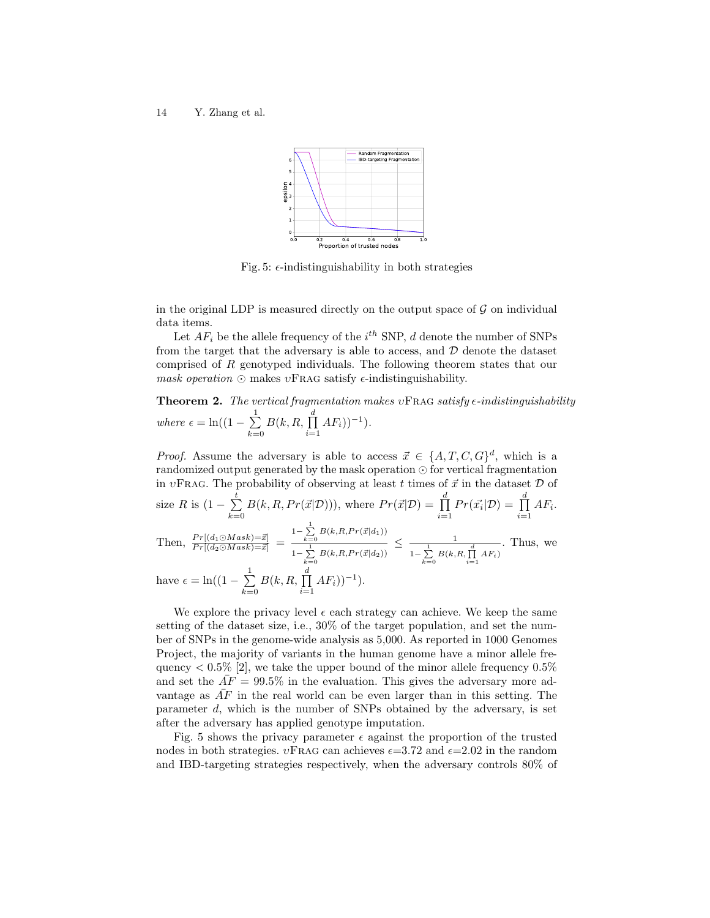Fig. 5: $\epsilon$-indistinguishability in both strategies

in the original LDP is measured directly on the output space of $\mathcal{G}$ on individual data items.

Let $AF_i$ be the allele frequency of the $i^{th}$ SNP, $d$ denote the number of SNPs from the target that the adversary is able to access, and $\mathcal{D}$ denote the dataset comprised of $R$ genotyped individuals. The following theorem states that our *mask operation* $\odot$ makes $\upsilon$FRAG satisfy $\epsilon$-indistinguishability.

**Theorem 2.** *The vertical fragmentation makes* $\upsilon$FRAG *satisfy* $\epsilon$*-indistinguishability where* $\epsilon = \ln((1 - \sum_{k=0}^{1} B(k, R, \prod_{i=1}^{d} AF_i))^{-1})$.

*Proof.* Assume the adversary is able to access $\vec{x} \in \{A, T, C, G\}^d$, which is a randomized output generated by the mask operation $\odot$ for vertical fragmentation in $\upsilon$FRAG. The probability of observing at least $t$ times of $\vec{x}$ in the dataset $\mathcal{D}$ of size $R$ is $(1 - \sum_{k=0}^{t} B(k, R, Pr(\vec{x}|\mathcal{D})))$, where $Pr(\vec{x}|\mathcal{D}) = \prod_{i=1}^{d} Pr(\vec{x_i}|\mathcal{D}) = \prod_{i=1}^{d} AF_i$. Then, $\frac{Pr[(d_1 \odot Mask) = \vec{x}]}{Pr[(d_2 \odot Mask) = \vec{x}]} = \frac{1 - \sum_{k=0}^{1} B(k, R, Pr(\vec{x}|d_1))}{1 - \sum_{k=0}^{1} B(k, R, Pr(\vec{x}|d_2))} \leq \frac{1}{1 - \sum_{k=0}^{1} B(k, R, \prod_{i=1}^{d} AF_i)}$. Thus, we have $\epsilon = \ln((1 - \sum_{k=0}^{1} B(k, R, \prod_{i=1}^{d} AF_i))^{-1})$.

We explore the privacy level $\epsilon$ each strategy can achieve. We keep the same setting of the dataset size, i.e., 30% of the target population, and set the number of SNPs in the genome-wide analysis as 5,000. As reported in 1000 Genomes Project, the majority of variants in the human genome have a minor allele frequency $< 0.5\%$ [2], we take the upper bound of the minor allele frequency 0.5% and set the $\bar{AF} = 99.5\%$ in the evaluation. This gives the adversary more advantage as $\bar{AF}$ in the real world can be even larger than in this setting. The parameter $d$, which is the number of SNPs obtained by the adversary, is set after the adversary has applied genotype imputation.

Fig. 5 shows the privacy parameter $\epsilon$ against the proportion of the trusted nodes in both strategies. $\upsilon$FRAG can achieves $\epsilon$=3.72 and $\epsilon$=2.02 in the random and IBD-targeting strategies respectively, when the adversary controls 80% of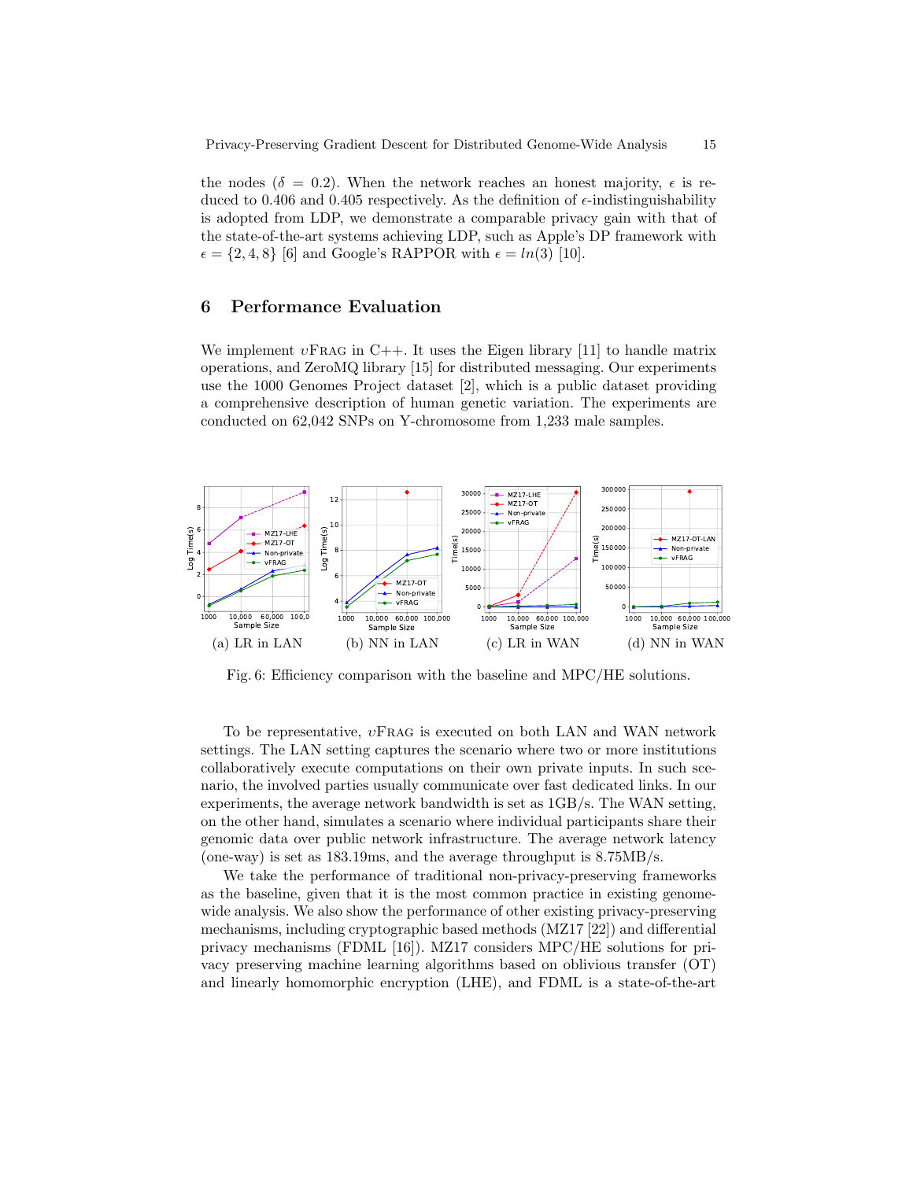the nodes ($\delta = 0.2$). When the network reaches an honest majority, $\epsilon$ is reduced to 0.406 and 0.405 respectively. As the definition of $\epsilon$-indistinguishability is adopted from LDP, we demonstrate a comparable privacy gain with that of the state-of-the-art systems achieving LDP, such as Apple's DP framework with $\epsilon = \{2, 4, 8\}$ [6] and Google's RAPPOR with $\epsilon = ln(3)$ [10].

## 6 Performance Evaluation

We implement $\upsilon$FRAG in C++. It uses the Eigen library [11] to handle matrix operations, and ZeroMQ library [15] for distributed messaging. Our experiments use the 1000 Genomes Project dataset [2], which is a public dataset providing a comprehensive description of human genetic variation. The experiments are conducted on 62,042 SNPs on Y-chromosome from 1,233 male samples.

(a) LR in LAN (b) NN in LAN (c) LR in WAN (d) NN in WAN

Fig. 6: Efficiency comparison with the baseline and MPC/HE solutions.

To be representative, $\upsilon$FRAG is executed on both LAN and WAN network settings. The LAN setting captures the scenario where two or more institutions collaboratively execute computations on their own private inputs. In such scenario, the involved parties usually communicate over fast dedicated links. In our experiments, the average network bandwidth is set as 1GB/s. The WAN setting, on the other hand, simulates a scenario where individual participants share their genomic data over public network infrastructure. The average network latency (one-way) is set as 183.19ms, and the average throughput is 8.75MB/s.

We take the performance of traditional non-privacy-preserving frameworks as the baseline, given that it is the most common practice in existing genome-wide analysis. We also show the performance of other existing privacy-preserving mechanisms, including cryptographic based methods (MZ17 [22]) and differential privacy mechanisms (FDML [16]). MZ17 considers MPC/HE solutions for privacy preserving machine learning algorithms based on oblivious transfer (OT) and linearly homomorphic encryption (LHE), and FDML is a state-of-the-art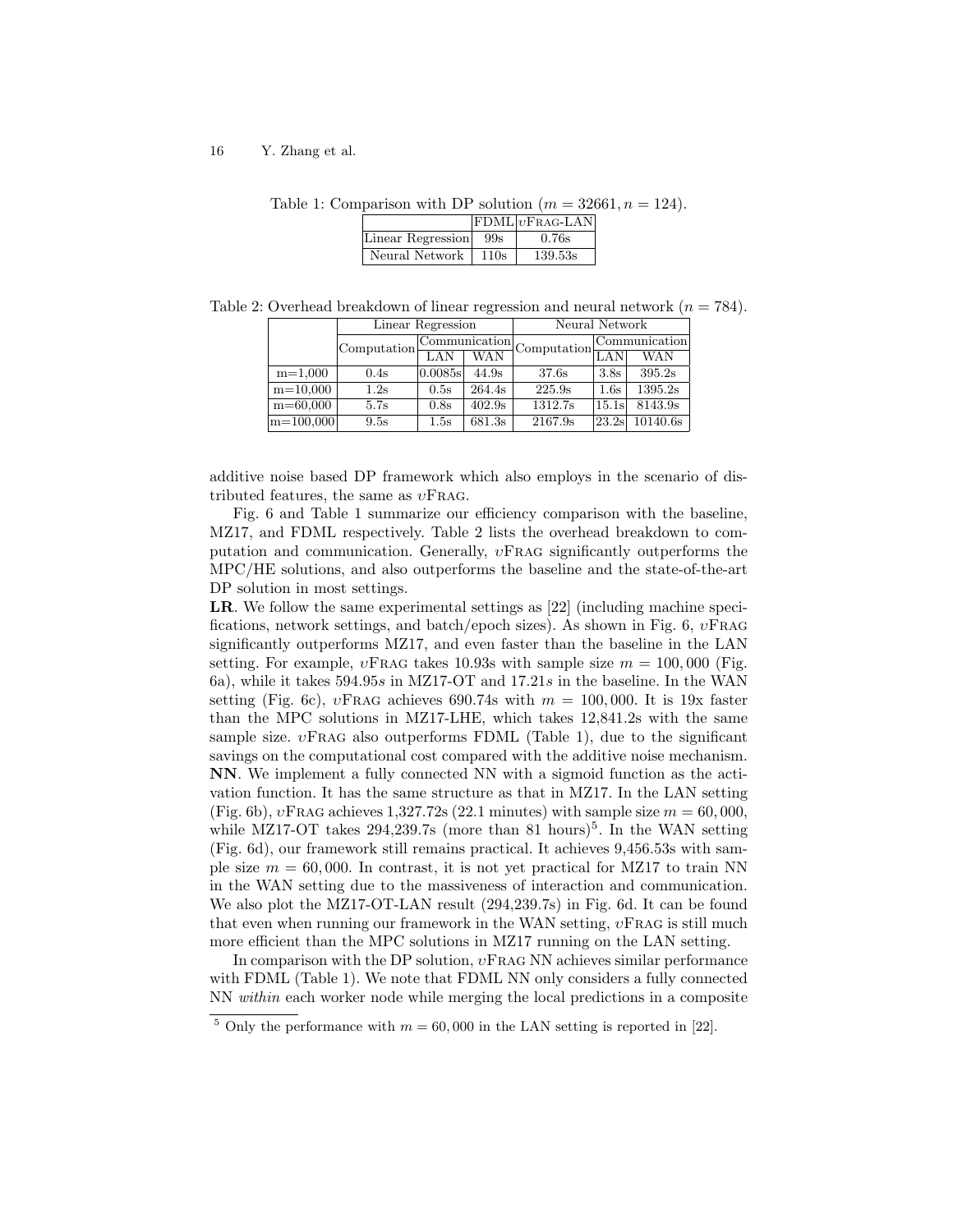Table 1: Comparison with DP solution ($m = 32661, n = 124$).

| | FDML | $\upsilon$FRAG-LAN |
|---|---|---|
| Linear Regression | 99s | 0.76s |
| Neural Network | 110s | 139.53s |

Table 2: Overhead breakdown of linear regression and neural network ($n = 784$).

| | Linear Regression | | | Neural Network | | |
|---|---|---|---|---|---|---|
| | Computation | Communication | | Computation | Communication | |
| | | LAN | WAN | | LAN | WAN |
| m=1,000 | 0.4s | 0.0085s | 44.9s | 37.6s | 3.8s | 395.2s |
| m=10,000 | 1.2s | 0.5s | 264.4s | 225.9s | 1.6s | 1395.2s |
| m=60,000 | 5.7s | 0.8s | 402.9s | 1312.7s | 15.1s | 8143.9s |
| m=100,000 | 9.5s | 1.5s | 681.3s | 2167.9s | 23.2s | 10140.6s |

additive noise based DP framework which also employs in the scenario of distributed features, the same as $\upsilon$FRAG.

Fig. 6 and Table 1 summarize our efficiency comparison with the baseline, MZ17, and FDML respectively. Table 2 lists the overhead breakdown to computation and communication. Generally, $\upsilon$FRAG significantly outperforms the MPC/HE solutions, and also outperforms the baseline and the state-of-the-art DP solution in most settings.

**LR**. We follow the same experimental settings as [22] (including machine specifications, network settings, and batch/epoch sizes). As shown in Fig. 6, $\upsilon$FRAG significantly outperforms MZ17, and even faster than the baseline in the LAN setting. For example, $\upsilon$FRAG takes 10.93s with sample size $m = 100,000$ (Fig. 6a), while it takes $594.95s$ in MZ17-OT and $17.21s$ in the baseline. In the WAN setting (Fig. 6c), $\upsilon$FRAG achieves 690.74s with $m = 100,000$. It is 19x faster than the MPC solutions in MZ17-LHE, which takes 12,841.2s with the same sample size. $\upsilon$FRAG also outperforms FDML (Table 1), due to the significant savings on the computational cost compared with the additive noise mechanism.

**NN**. We implement a fully connected NN with a sigmoid function as the activation function. It has the same structure as that in MZ17. In the LAN setting (Fig. 6b), $\upsilon$FRAG achieves 1,327.72s (22.1 minutes) with sample size $m = 60,000$, while MZ17-OT takes 294,239.7s (more than 81 hours)[5]. In the WAN setting (Fig. 6d), our framework still remains practical. It achieves 9,456.53s with sample size $m = 60,000$. In contrast, it is not yet practical for MZ17 to train NN in the WAN setting due to the massiveness of interaction and communication. We also plot the MZ17-OT-LAN result (294,239.7s) in Fig. 6d. It can be found that even when running our framework in the WAN setting, $\upsilon$FRAG is still much more efficient than the MPC solutions in MZ17 running on the LAN setting.

In comparison with the DP solution, $\upsilon$FRAG NN achieves similar performance with FDML (Table 1). We note that FDML NN only considers a fully connected NN *within* each worker node while merging the local predictions in a composite

[5] Only the performance with $m = 60,000$ in the LAN setting is reported in [22].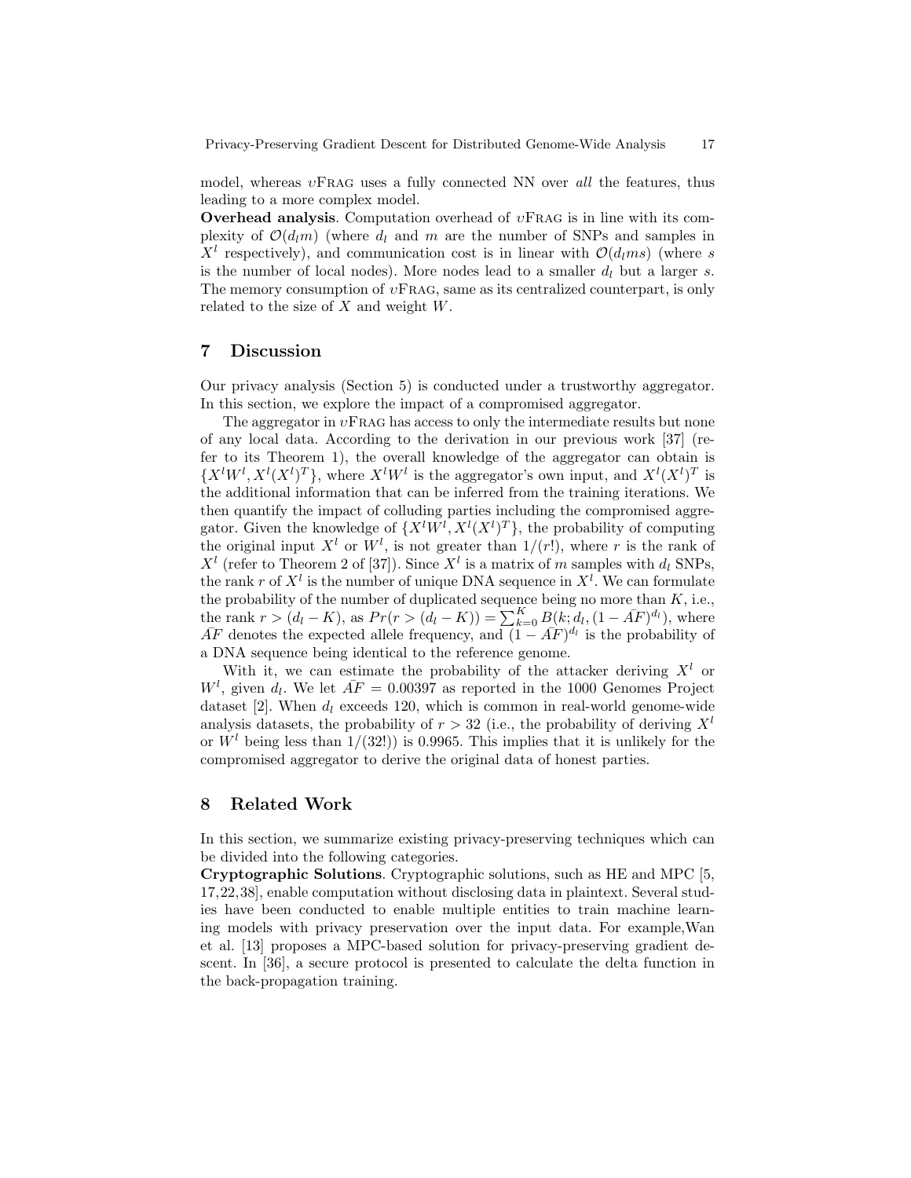model, whereas $\upsilon$FRAG uses a fully connected NN over *all* the features, thus leading to a more complex model.

**Overhead analysis**. Computation overhead of $\upsilon$FRAG is in line with its complexity of $\mathcal{O}(d_l m)$ (where $d_l$ and $m$ are the number of SNPs and samples in $X^l$ respectively), and communication cost is in linear with $\mathcal{O}(d_l m s)$ (where $s$ is the number of local nodes). More nodes lead to a smaller $d_l$ but a larger $s$. The memory consumption of $\upsilon$FRAG, same as its centralized counterpart, is only related to the size of $X$ and weight $W$.

## 7 Discussion

Our privacy analysis (Section 5) is conducted under a trustworthy aggregator. In this section, we explore the impact of a compromised aggregator.

The aggregator in $\upsilon$FRAG has access to only the intermediate results but none of any local data. According to the derivation in our previous work [37] (refer to its Theorem 1), the overall knowledge of the aggregator can obtain is $\{X^l W^l, X^l (X^l)^T\}$, where $X^l W^l$ is the aggregator's own input, and $X^l (X^l)^T$ is the additional information that can be inferred from the training iterations. We then quantify the impact of colluding parties including the compromised aggregator. Given the knowledge of $\{X^l W^l, X^l (X^l)^T\}$, the probability of computing the original input $X^l$ or $W^l$, is not greater than $1/(r!)$, where $r$ is the rank of $X^l$ (refer to Theorem 2 of [37]). Since $X^l$ is a matrix of $m$ samples with $d_l$ SNPs, the rank $r$ of $X^l$ is the number of unique DNA sequence in $X^l$. We can formulate the probability of the number of duplicated sequence being no more than $K$, i.e., the rank $r > (d_l - K)$, as $Pr(r > (d_l - K)) = \sum_{k=0}^{K} B(k; d_l, (1 - \bar{AF})^{d_l})$, where $\bar{AF}$ denotes the expected allele frequency, and $(1 - \bar{AF})^{d_l}$ is the probability of a DNA sequence being identical to the reference genome.

With it, we can estimate the probability of the attacker deriving $X^l$ or $W^l$, given $d_l$. We let $\bar{AF} = 0.00397$ as reported in the 1000 Genomes Project dataset [2]. When $d_l$ exceeds 120, which is common in real-world genome-wide analysis datasets, the probability of $r > 32$ (i.e., the probability of deriving $X^l$ or $W^l$ being less than $1/(32!)$) is 0.9965. This implies that it is unlikely for the compromised aggregator to derive the original data of honest parties.

## 8 Related Work

In this section, we summarize existing privacy-preserving techniques which can be divided into the following categories.

**Cryptographic Solutions**. Cryptographic solutions, such as HE and MPC [5, 17,22,38], enable computation without disclosing data in plaintext. Several studies have been conducted to enable multiple entities to train machine learning models with privacy preservation over the input data. For example,Wan et al. [13] proposes a MPC-based solution for privacy-preserving gradient descent. In [36], a secure protocol is presented to calculate the delta function in the back-propagation training.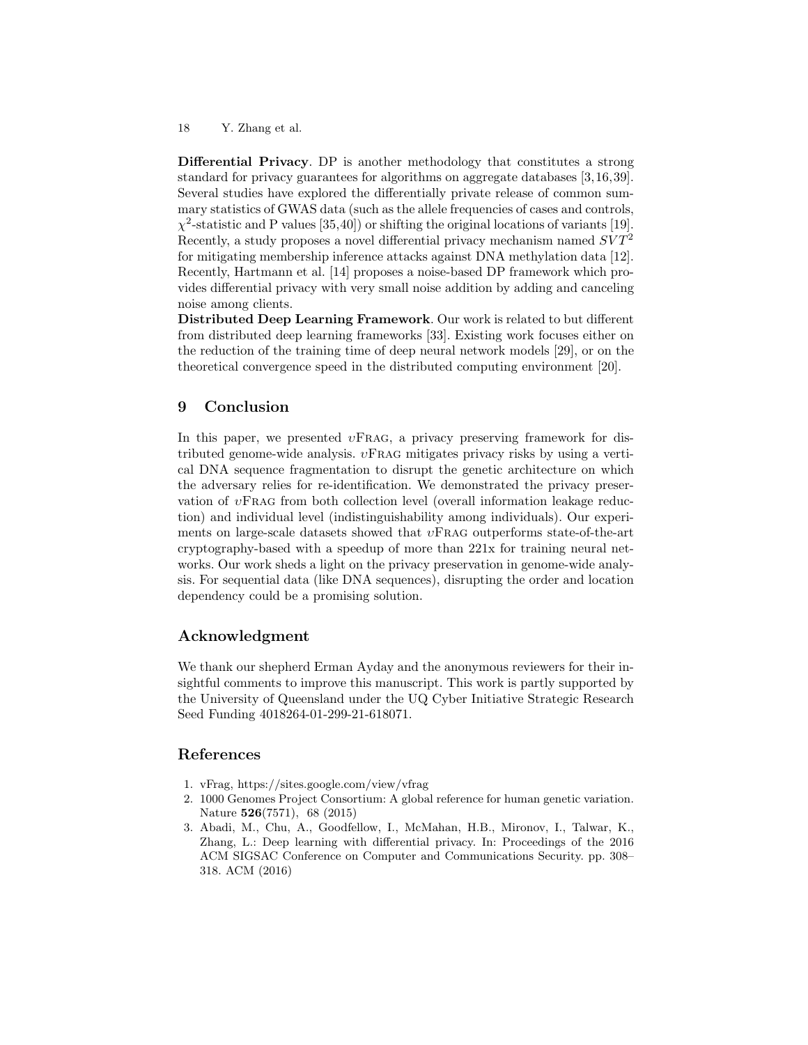**Differential Privacy**. DP is another methodology that constitutes a strong standard for privacy guarantees for algorithms on aggregate databases [3,16,39]. Several studies have explored the differentially private release of common summary statistics of GWAS data (such as the allele frequencies of cases and controls, $\chi^2$-statistic and P values [35,40]) or shifting the original locations of variants [19]. Recently, a study proposes a novel differential privacy mechanism named $SVT^2$ for mitigating membership inference attacks against DNA methylation data [12]. Recently, Hartmann et al. [14] proposes a noise-based DP framework which provides differential privacy with very small noise addition by adding and canceling noise among clients.

**Distributed Deep Learning Framework**. Our work is related to but different from distributed deep learning frameworks [33]. Existing work focuses either on the reduction of the training time of deep neural network models [29], or on the theoretical convergence speed in the distributed computing environment [20].

## 9 Conclusion

In this paper, we presented $\upsilon$Frag, a privacy preserving framework for distributed genome-wide analysis. $\upsilon$Frag mitigates privacy risks by using a vertical DNA sequence fragmentation to disrupt the genetic architecture on which the adversary relies for re-identification. We demonstrated the privacy preservation of $\upsilon$Frag from both collection level (overall information leakage reduction) and individual level (indistinguishability among individuals). Our experiments on large-scale datasets showed that $\upsilon$Frag outperforms state-of-the-art cryptography-based with a speedup of more than 221x for training neural networks. Our work sheds a light on the privacy preservation in genome-wide analysis. For sequential data (like DNA sequences), disrupting the order and location dependency could be a promising solution.

## Acknowledgment

We thank our shepherd Erman Ayday and the anonymous reviewers for their insightful comments to improve this manuscript. This work is partly supported by the University of Queensland under the UQ Cyber Initiative Strategic Research Seed Funding 4018264-01-299-21-618071.

## References

1. vFrag, https://sites.google.com/view/vfrag
2. 1000 Genomes Project Consortium: A global reference for human genetic variation. Nature **526**(7571), 68 (2015)
3. Abadi, M., Chu, A., Goodfellow, I., McMahan, H.B., Mironov, I., Talwar, K., Zhang, L.: Deep learning with differential privacy. In: Proceedings of the 2016 ACM SIGSAC Conference on Computer and Communications Security. pp. 308–318. ACM (2016)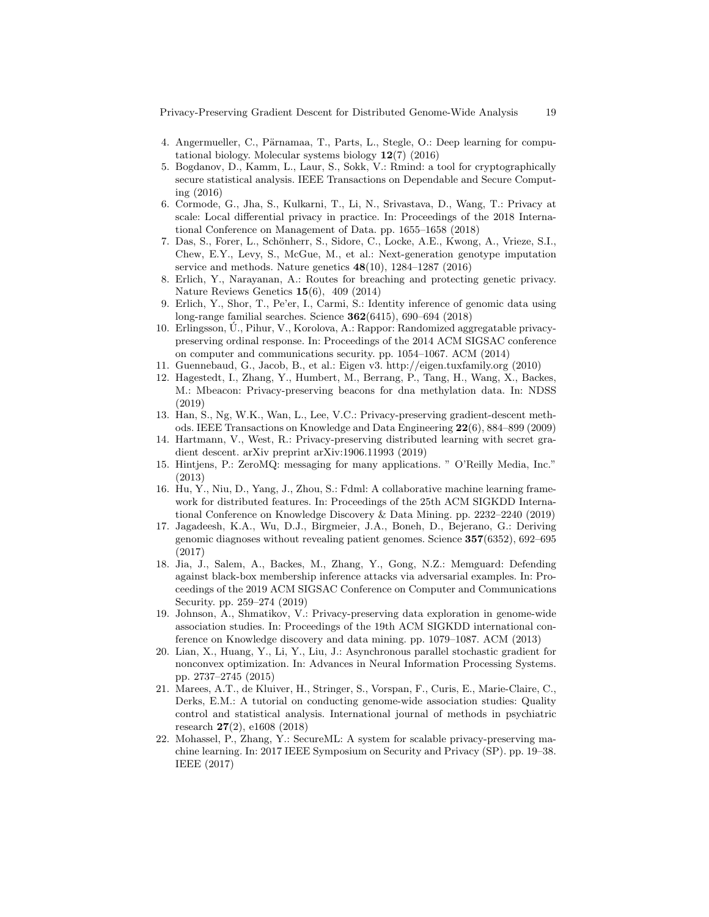4. Angermueller, C., Pärnamaa, T., Parts, L., Stegle, O.: Deep learning for computational biology. Molecular systems biology **12**(7) (2016)
5. Bogdanov, D., Kamm, L., Laur, S., Sokk, V.: Rmind: a tool for cryptographically secure statistical analysis. IEEE Transactions on Dependable and Secure Computing (2016)
6. Cormode, G., Jha, S., Kulkarni, T., Li, N., Srivastava, D., Wang, T.: Privacy at scale: Local differential privacy in practice. In: Proceedings of the 2018 International Conference on Management of Data. pp. 1655–1658 (2018)
7. Das, S., Forer, L., Schönherr, S., Sidore, C., Locke, A.E., Kwong, A., Vrieze, S.I., Chew, E.Y., Levy, S., McGue, M., et al.: Next-generation genotype imputation service and methods. Nature genetics **48**(10), 1284–1287 (2016)
8. Erlich, Y., Narayanan, A.: Routes for breaching and protecting genetic privacy. Nature Reviews Genetics **15**(6), 409 (2014)
9. Erlich, Y., Shor, T., Pe'er, I., Carmi, S.: Identity inference of genomic data using long-range familial searches. Science **362**(6415), 690–694 (2018)
10. Erlingsson, Ú., Pihur, V., Korolova, A.: Rappor: Randomized aggregatable privacy-preserving ordinal response. In: Proceedings of the 2014 ACM SIGSAC conference on computer and communications security. pp. 1054–1067. ACM (2014)
11. Guennebaud, G., Jacob, B., et al.: Eigen v3. http://eigen.tuxfamily.org (2010)
12. Hagestedt, I., Zhang, Y., Humbert, M., Berrang, P., Tang, H., Wang, X., Backes, M.: Mbeacon: Privacy-preserving beacons for dna methylation data. In: NDSS (2019)
13. Han, S., Ng, W.K., Wan, L., Lee, V.C.: Privacy-preserving gradient-descent methods. IEEE Transactions on Knowledge and Data Engineering **22**(6), 884–899 (2009)
14. Hartmann, V., West, R.: Privacy-preserving distributed learning with secret gradient descent. arXiv preprint arXiv:1906.11993 (2019)
15. Hintjens, P.: ZeroMQ: messaging for many applications. " O'Reilly Media, Inc." (2013)
16. Hu, Y., Niu, D., Yang, J., Zhou, S.: Fdml: A collaborative machine learning framework for distributed features. In: Proceedings of the 25th ACM SIGKDD International Conference on Knowledge Discovery & Data Mining. pp. 2232–2240 (2019)
17. Jagadeesh, K.A., Wu, D.J., Birgmeier, J.A., Boneh, D., Bejerano, G.: Deriving genomic diagnoses without revealing patient genomes. Science **357**(6352), 692–695 (2017)
18. Jia, J., Salem, A., Backes, M., Zhang, Y., Gong, N.Z.: Memguard: Defending against black-box membership inference attacks via adversarial examples. In: Proceedings of the 2019 ACM SIGSAC Conference on Computer and Communications Security. pp. 259–274 (2019)
19. Johnson, A., Shmatikov, V.: Privacy-preserving data exploration in genome-wide association studies. In: Proceedings of the 19th ACM SIGKDD international conference on Knowledge discovery and data mining. pp. 1079–1087. ACM (2013)
20. Lian, X., Huang, Y., Li, Y., Liu, J.: Asynchronous parallel stochastic gradient for nonconvex optimization. In: Advances in Neural Information Processing Systems. pp. 2737–2745 (2015)
21. Marees, A.T., de Kluiver, H., Stringer, S., Vorspan, F., Curis, E., Marie-Claire, C., Derks, E.M.: A tutorial on conducting genome-wide association studies: Quality control and statistical analysis. International journal of methods in psychiatric research **27**(2), e1608 (2018)
22. Mohassel, P., Zhang, Y.: SecureML: A system for scalable privacy-preserving machine learning. In: 2017 IEEE Symposium on Security and Privacy (SP). pp. 19–38. IEEE (2017)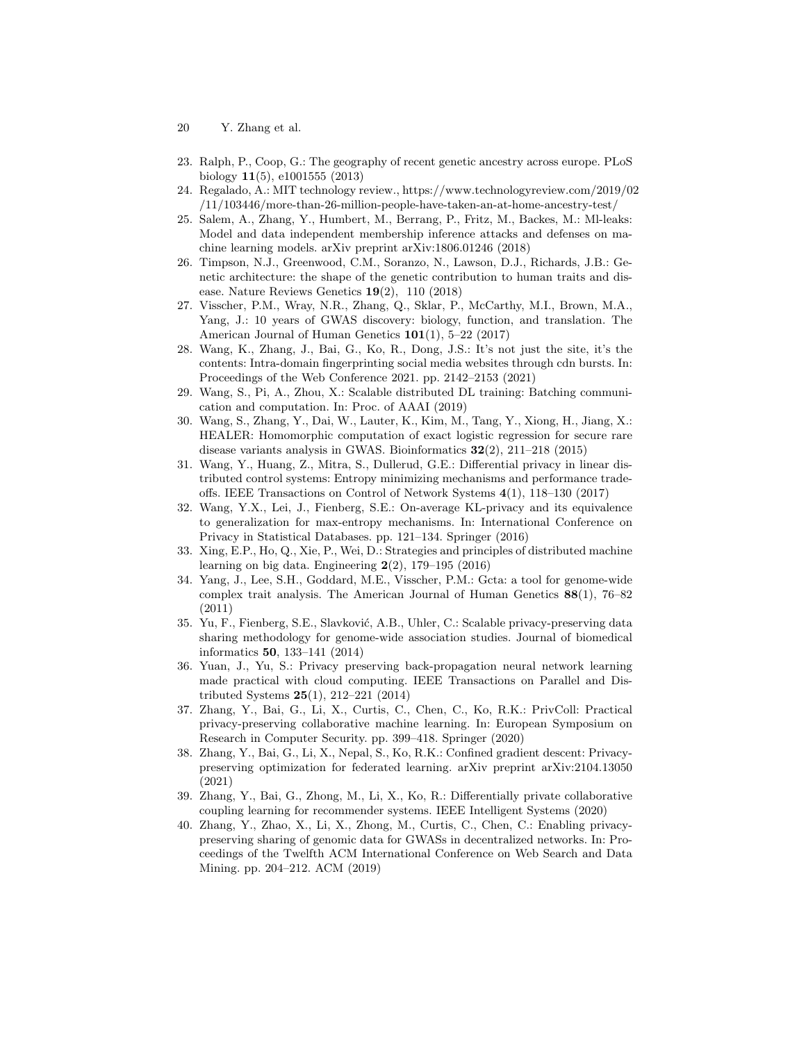23. Ralph, P., Coop, G.: The geography of recent genetic ancestry across europe. PLoS biology **11**(5), e1001555 (2013)
24. Regalado, A.: MIT technology review., https://www.technologyreview.com/2019/02/11/103446/more-than-26-million-people-have-taken-an-at-home-ancestry-test/
25. Salem, A., Zhang, Y., Humbert, M., Berrang, P., Fritz, M., Backes, M.: Ml-leaks: Model and data independent membership inference attacks and defenses on machine learning models. arXiv preprint arXiv:1806.01246 (2018)
26. Timpson, N.J., Greenwood, C.M., Soranzo, N., Lawson, D.J., Richards, J.B.: Genetic architecture: the shape of the genetic contribution to human traits and disease. Nature Reviews Genetics **19**(2), 110 (2018)
27. Visscher, P.M., Wray, N.R., Zhang, Q., Sklar, P., McCarthy, M.I., Brown, M.A., Yang, J.: 10 years of GWAS discovery: biology, function, and translation. The American Journal of Human Genetics **101**(1), 5–22 (2017)
28. Wang, K., Zhang, J., Bai, G., Ko, R., Dong, J.S.: It's not just the site, it's the contents: Intra-domain fingerprinting social media websites through cdn bursts. In: Proceedings of the Web Conference 2021. pp. 2142–2153 (2021)
29. Wang, S., Pi, A., Zhou, X.: Scalable distributed DL training: Batching communication and computation. In: Proc. of AAAI (2019)
30. Wang, S., Zhang, Y., Dai, W., Lauter, K., Kim, M., Tang, Y., Xiong, H., Jiang, X.: HEALER: Homomorphic computation of exact logistic regression for secure rare disease variants analysis in GWAS. Bioinformatics **32**(2), 211–218 (2015)
31. Wang, Y., Huang, Z., Mitra, S., Dullerud, G.E.: Differential privacy in linear distributed control systems: Entropy minimizing mechanisms and performance tradeoffs. IEEE Transactions on Control of Network Systems **4**(1), 118–130 (2017)
32. Wang, Y.X., Lei, J., Fienberg, S.E.: On-average KL-privacy and its equivalence to generalization for max-entropy mechanisms. In: International Conference on Privacy in Statistical Databases. pp. 121–134. Springer (2016)
33. Xing, E.P., Ho, Q., Xie, P., Wei, D.: Strategies and principles of distributed machine learning on big data. Engineering **2**(2), 179–195 (2016)
34. Yang, J., Lee, S.H., Goddard, M.E., Visscher, P.M.: Gcta: a tool for genome-wide complex trait analysis. The American Journal of Human Genetics **88**(1), 76–82 (2011)
35. Yu, F., Fienberg, S.E., Slavković, A.B., Uhler, C.: Scalable privacy-preserving data sharing methodology for genome-wide association studies. Journal of biomedical informatics **50**, 133–141 (2014)
36. Yuan, J., Yu, S.: Privacy preserving back-propagation neural network learning made practical with cloud computing. IEEE Transactions on Parallel and Distributed Systems **25**(1), 212–221 (2014)
37. Zhang, Y., Bai, G., Li, X., Curtis, C., Chen, C., Ko, R.K.: PrivColl: Practical privacy-preserving collaborative machine learning. In: European Symposium on Research in Computer Security. pp. 399–418. Springer (2020)
38. Zhang, Y., Bai, G., Li, X., Nepal, S., Ko, R.K.: Confined gradient descent: Privacy-preserving optimization for federated learning. arXiv preprint arXiv:2104.13050 (2021)
39. Zhang, Y., Bai, G., Zhong, M., Li, X., Ko, R.: Differentially private collaborative coupling learning for recommender systems. IEEE Intelligent Systems (2020)
40. Zhang, Y., Zhao, X., Li, X., Zhong, M., Curtis, C., Chen, C.: Enabling privacy-preserving sharing of genomic data for GWASs in decentralized networks. In: Proceedings of the Twelfth ACM International Conference on Web Search and Data Mining. pp. 204–212. ACM (2019)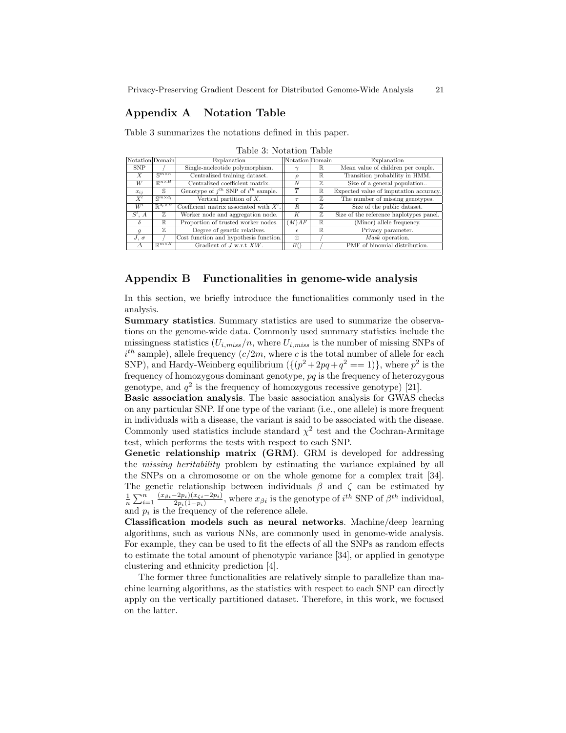## Appendix A Notation Table

Table 3 summarizes the notations defined in this paper.

Table 3: Notation Table

| Notation | Domain | Explanation | Notation | Domain | Explanation |
|---|---|---|---|---|---|
| SNP | / | Single-nucleotide polymorphism. | $\gamma$ | $\mathbb{R}$ | Mean value of children per couple. |
| $X$ | $\mathbb{S}^{m\times n}$ | Centralized training dataset. | $\rho$ | $\mathbb{R}$ | Transition probability in HMM. |
| $W$ | $\mathbb{R}^{n\times H}$ | Centralized coefficient matrix. | $N$ | $\mathbb{Z}$ | Size of a general population.. |
| $x_{ij}$ | $\mathbb{S}$ | Genotype of $j^{th}$ SNP of $i^{th}$ sample. | $\overline{T}$ | $\mathbb{R}$ | Expected value of imputation accuracy. |
| $X^l$ | $\mathbb{S}^{m\times d_l}$ | Vertical partition of $X$. | $\tau$ | $\mathbb{Z}$ | The number of missing genotypes. |
| $W^l$ | $\mathbb{R}^{d_l\times H}$ | Coefficient matrix associated with $X^l$. | $R$ | $\mathbb{Z}$ | Size of the public dataset. |
| $S^l$, $A$ | $\mathbb{Z}$ | Worker node and aggregation node. | $K$ | $\mathbb{Z}$ | Size of the reference haplotypes panel. |
| $\delta$ | $\mathbb{R}$ | Proportion of trusted worker nodes. | $(M)AF$ | $\mathbb{R}$ | (Minor) allele frequency. |
| $g$ | $\mathbb{Z}$ | Degree of genetic relatives. | $\epsilon$ | $\mathbb{R}$ | Privacy parameter. |
| $J$, $\sigma$ | / | Cost function and hypothesis function. | $\odot$ | / | *Mask* operation. |
| $\Delta$ | $\mathbb{R}^{m\times H}$ | Gradient of $J$ w.r.t $XW$. | $B()$ | / | PMF of binomial distribution. |

## Appendix B Functionalities in genome-wide analysis

In this section, we briefly introduce the functionalities commonly used in the analysis.

**Summary statistics**. Summary statistics are used to summarize the observations on the genome-wide data. Commonly used summary statistics include the missingness statistics ($U_{i,miss}/n$, where $U_{i,miss}$ is the number of missing SNPs of $i^{th}$ sample), allele frequency ($c/2m$, where $c$ is the total number of allele for each SNP), and Hardy-Weinberg equilibrium ($\{(p^2+2pq+q^2 == 1)\}$, where $p^2$ is the frequency of homozygous dominant genotype, $pq$ is the frequency of heterozygous genotype, and $q^2$ is the frequency of homozygous recessive genotype) [21].

**Basic association analysis**. The basic association analysis for GWAS checks on any particular SNP. If one type of the variant (i.e., one allele) is more frequent in individuals with a disease, the variant is said to be associated with the disease. Commonly used statistics include standard $\chi^2$ test and the Cochran-Armitage test, which performs the tests with respect to each SNP.

**Genetic relationship matrix (GRM)**. GRM is developed for addressing the *missing heritability* problem by estimating the variance explained by all the SNPs on a chromosome or on the whole genome for a complex trait [34]. The genetic relationship between individuals $\beta$ and $\zeta$ can be estimated by $\frac{1}{n}\sum_{i=1}^{n}\frac{(x_{\beta i}-2p_i)(x_{\zeta i}-2p_i)}{2p_i(1-p_i)}$, where $x_{\beta i}$ is the genotype of $i^{th}$ SNP of $\beta^{th}$ individual, and $p_i$ is the frequency of the reference allele.

**Classification models such as neural networks**. Machine/deep learning algorithms, such as various NNs, are commonly used in genome-wide analysis. For example, they can be used to fit the effects of all the SNPs as random effects to estimate the total amount of phenotypic variance [34], or applied in genotype clustering and ethnicity prediction [4].

The former three functionalities are relatively simple to parallelize than machine learning algorithms, as the statistics with respect to each SNP can directly apply on the vertically partitioned dataset. Therefore, in this work, we focused on the latter.